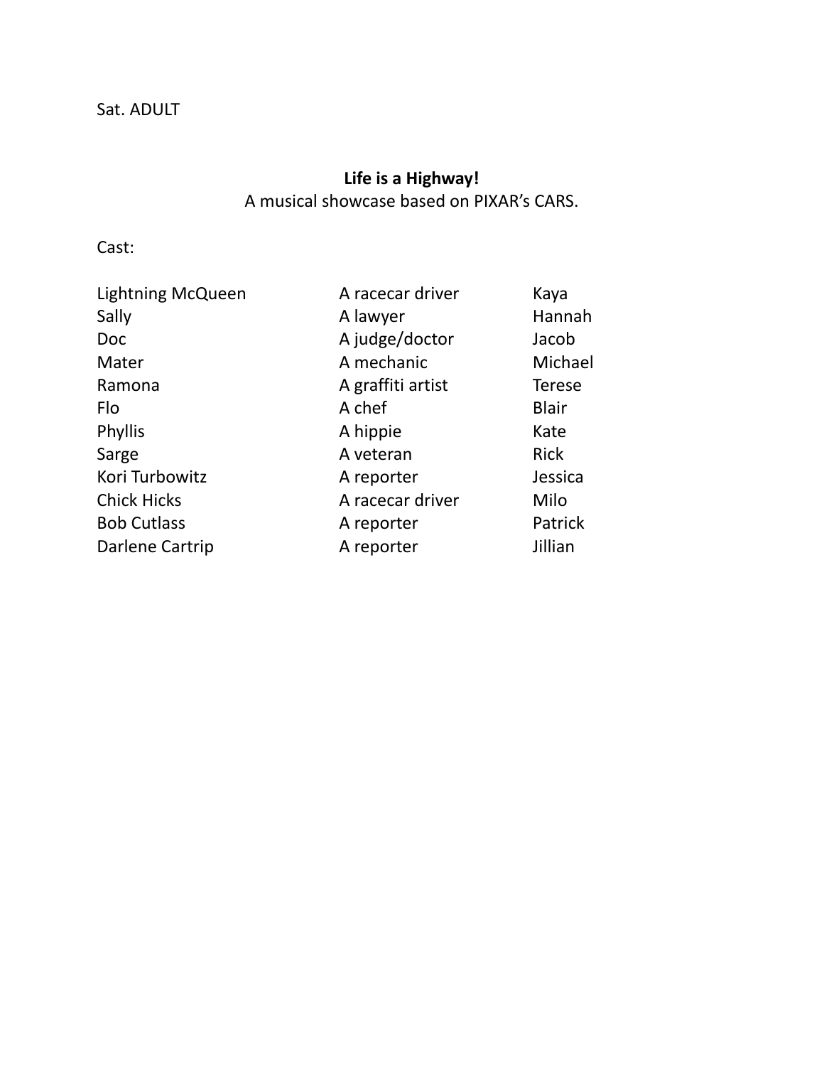Sat. ADULT

**Life is a Highway!**

A musical showcase based on PIXAR's CARS.

Cast:

| | | |
|---|---|---|
| Lightning McQueen | A racecar driver | Kaya |
| Sally | A lawyer | Hannah |
| Doc | A judge/doctor | Jacob |
| Mater | A mechanic | Michael |
| Ramona | A graffiti artist | Terese |
| Flo | A chef | Blair |
| Phyllis | A hippie | Kate |
| Sarge | A veteran | Rick |
| Kori Turbowitz | A reporter | Jessica |
| Chick Hicks | A racecar driver | Milo |
| Bob Cutlass | A reporter | Patrick |
| Darlene Cartrip | A reporter | Jillian |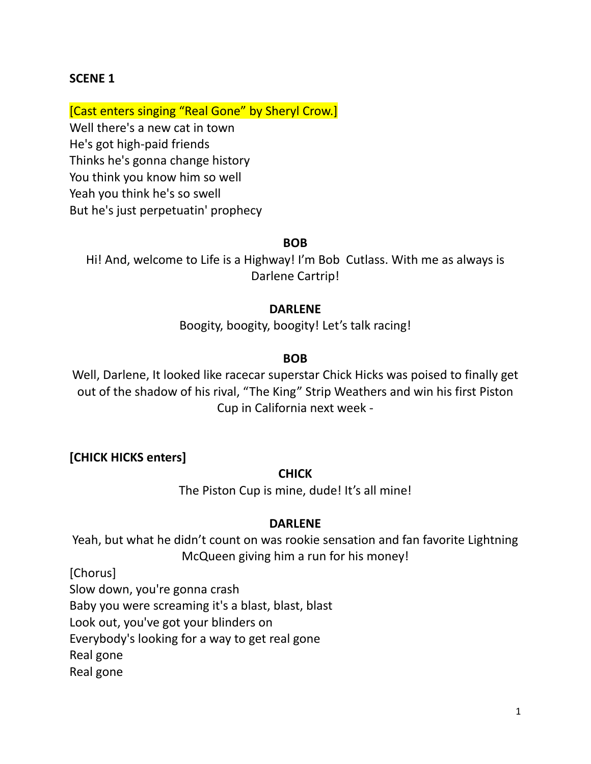**SCENE 1**

[Cast enters singing "Real Gone" by Sheryl Crow.]

Well there's a new cat in town
He's got high-paid friends
Thinks he's gonna change history
You think you know him so well
Yeah you think he's so swell
But he's just perpetuatin' prophecy

**BOB**

Hi! And, welcome to Life is a Highway! I'm Bob  Cutlass. With me as always is Darlene Cartrip!

**DARLENE**

Boogity, boogity, boogity! Let's talk racing!

**BOB**

Well, Darlene, It looked like racecar superstar Chick Hicks was poised to finally get out of the shadow of his rival, "The King" Strip Weathers and win his first Piston Cup in California next week -

**[CHICK HICKS enters]**

**CHICK**

The Piston Cup is mine, dude! It's all mine!

**DARLENE**

Yeah, but what he didn't count on was rookie sensation and fan favorite Lightning McQueen giving him a run for his money!

[Chorus]
Slow down, you're gonna crash
Baby you were screaming it's a blast, blast, blast
Look out, you've got your blinders on
Everybody's looking for a way to get real gone
Real gone
Real gone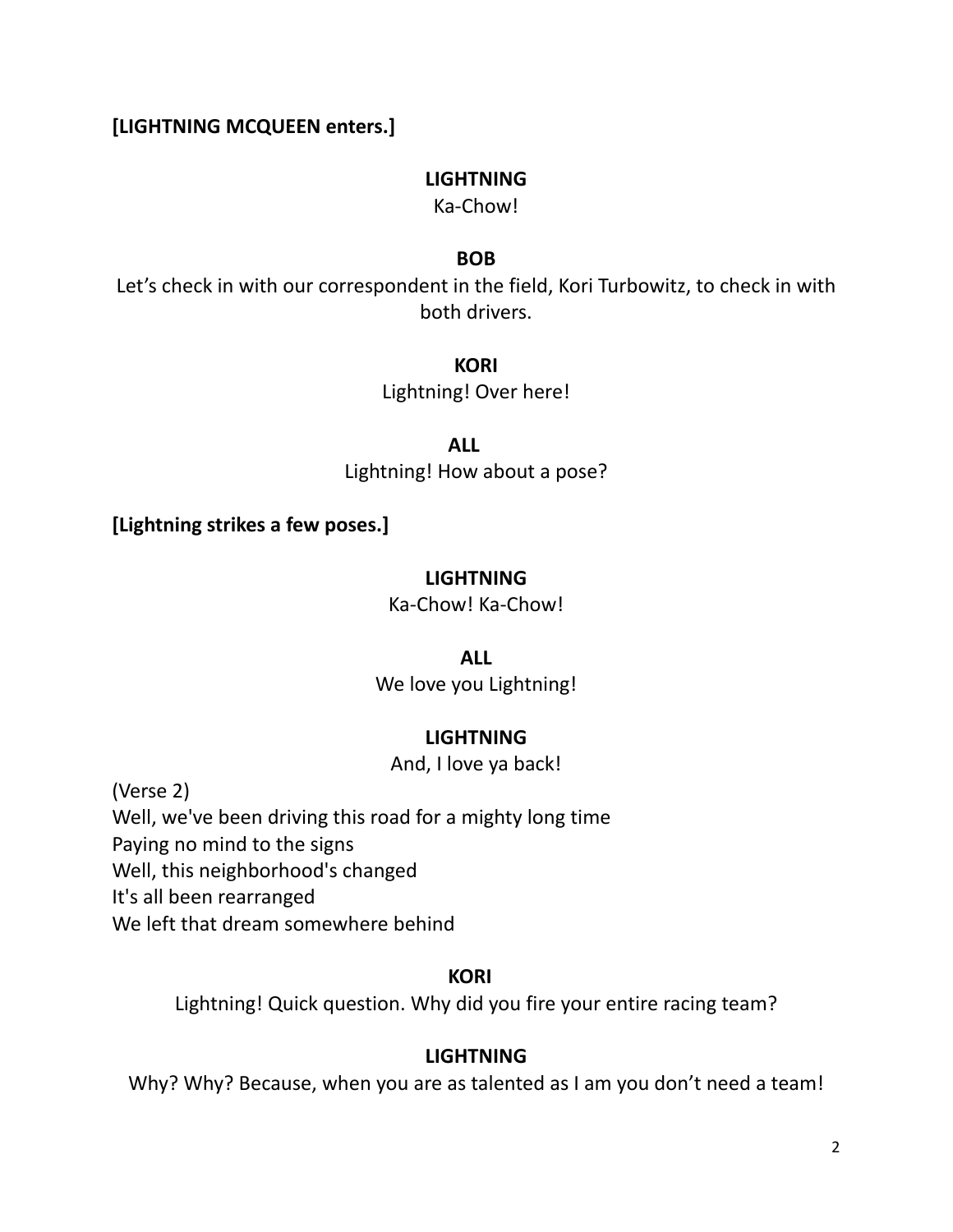**[LIGHTNING MCQUEEN enters.]**

**LIGHTNING**

Ka-Chow!

**BOB**

Let's check in with our correspondent in the field, Kori Turbowitz, to check in with both drivers.

**KORI**

Lightning! Over here!

**ALL**

Lightning! How about a pose?

**[Lightning strikes a few poses.]**

**LIGHTNING**

Ka-Chow! Ka-Chow!

**ALL**

We love you Lightning!

**LIGHTNING**

And, I love ya back!

(Verse 2)
Well, we've been driving this road for a mighty long time
Paying no mind to the signs
Well, this neighborhood's changed
It's all been rearranged
We left that dream somewhere behind

**KORI**

Lightning! Quick question. Why did you fire your entire racing team?

**LIGHTNING**

Why? Why? Because, when you are as talented as I am you don't need a team!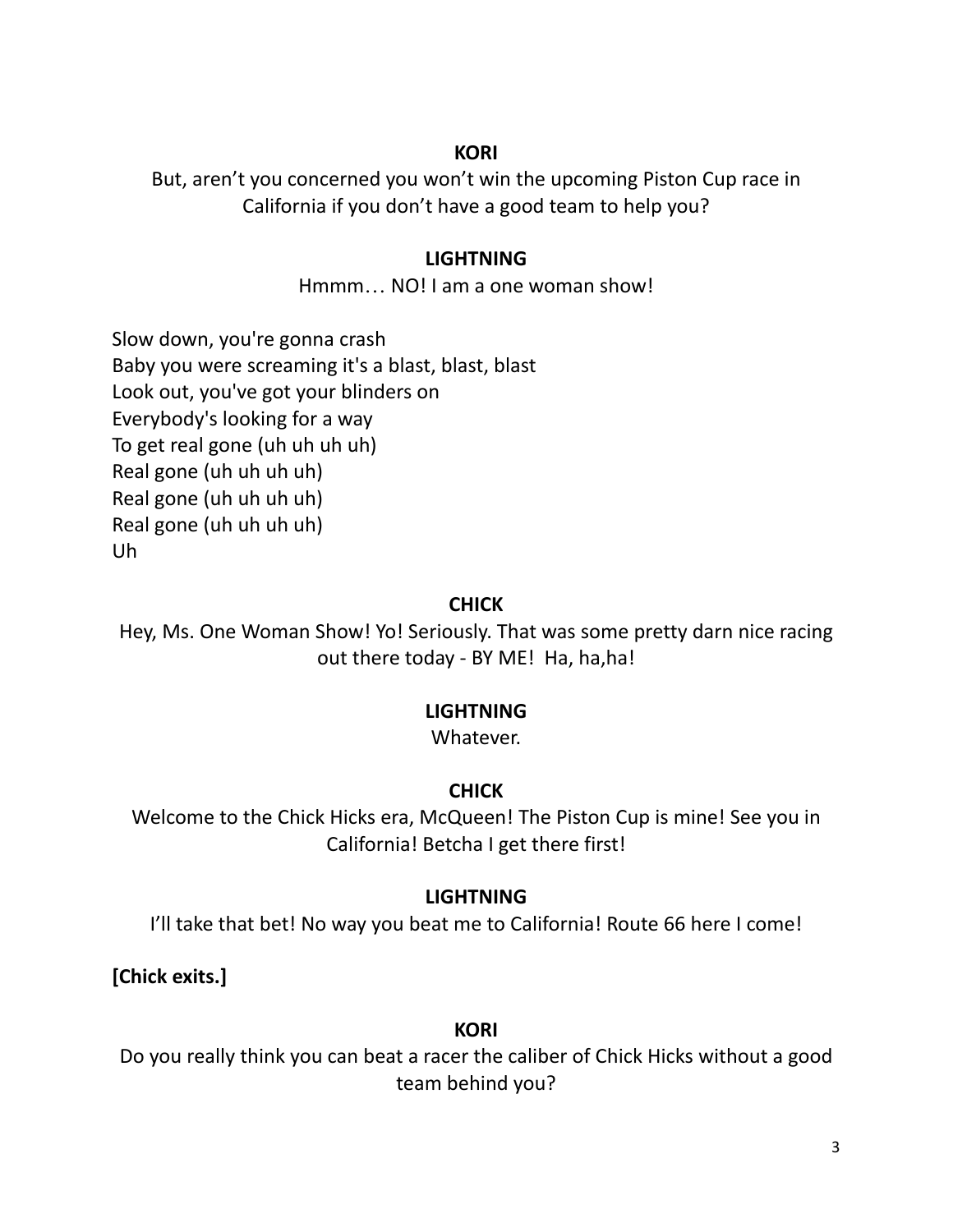**KORI**

But, aren't you concerned you won't win the upcoming Piston Cup race in California if you don't have a good team to help you?

**LIGHTNING**

Hmmm… NO! I am a one woman show!

Slow down, you're gonna crash
Baby you were screaming it's a blast, blast, blast
Look out, you've got your blinders on
Everybody's looking for a way
To get real gone (uh uh uh uh)
Real gone (uh uh uh uh)
Real gone (uh uh uh uh)
Real gone (uh uh uh uh)
Uh

**CHICK**

Hey, Ms. One Woman Show! Yo! Seriously. That was some pretty darn nice racing out there today - BY ME! Ha, ha,ha!

**LIGHTNING**

Whatever.

**CHICK**

Welcome to the Chick Hicks era, McQueen! The Piston Cup is mine! See you in California! Betcha I get there first!

**LIGHTNING**

I'll take that bet! No way you beat me to California! Route 66 here I come!

**[Chick exits.]**

**KORI**

Do you really think you can beat a racer the caliber of Chick Hicks without a good team behind you?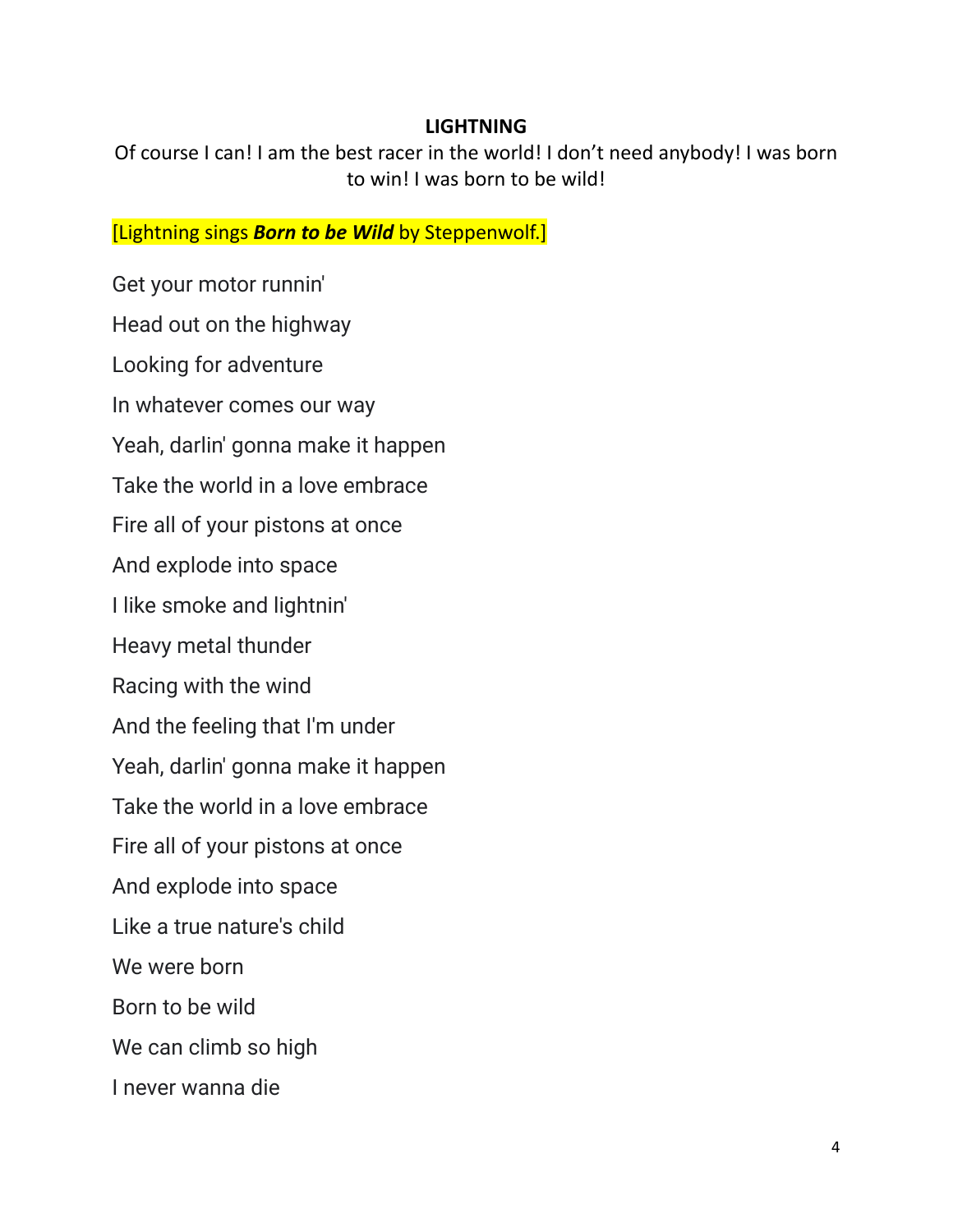**LIGHTNING**

Of course I can! I am the best racer in the world! I don't need anybody! I was born to win! I was born to be wild!

[Lightning sings ***Born to be Wild*** by Steppenwolf.]

Get your motor runnin'

Head out on the highway

Looking for adventure

In whatever comes our way

Yeah, darlin' gonna make it happen

Take the world in a love embrace

Fire all of your pistons at once

And explode into space

I like smoke and lightnin'

Heavy metal thunder

Racing with the wind

And the feeling that I'm under

Yeah, darlin' gonna make it happen

Take the world in a love embrace

Fire all of your pistons at once

And explode into space

Like a true nature's child

We were born

Born to be wild

We can climb so high

I never wanna die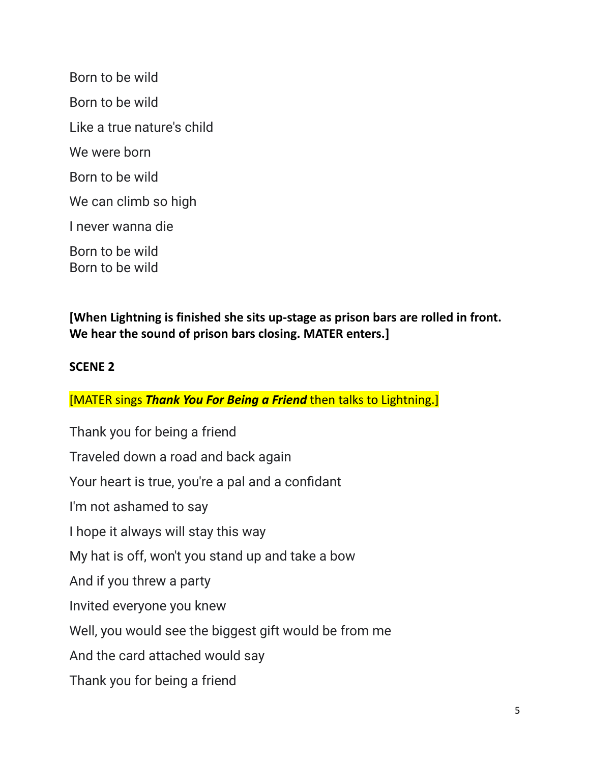Born to be wild

Born to be wild

Like a true nature's child

We were born

Born to be wild

We can climb so high

I never wanna die

Born to be wild
Born to be wild

**[When Lightning is finished she sits up-stage as prison bars are rolled in front. We hear the sound of prison bars closing. MATER enters.]**

**SCENE 2**

[MATER sings ***Thank You For Being a Friend*** then talks to Lightning.]

Thank you for being a friend

Traveled down a road and back again

Your heart is true, you're a pal and a confidant

I'm not ashamed to say

I hope it always will stay this way

My hat is off, won't you stand up and take a bow

And if you threw a party

Invited everyone you knew

Well, you would see the biggest gift would be from me

And the card attached would say

Thank you for being a friend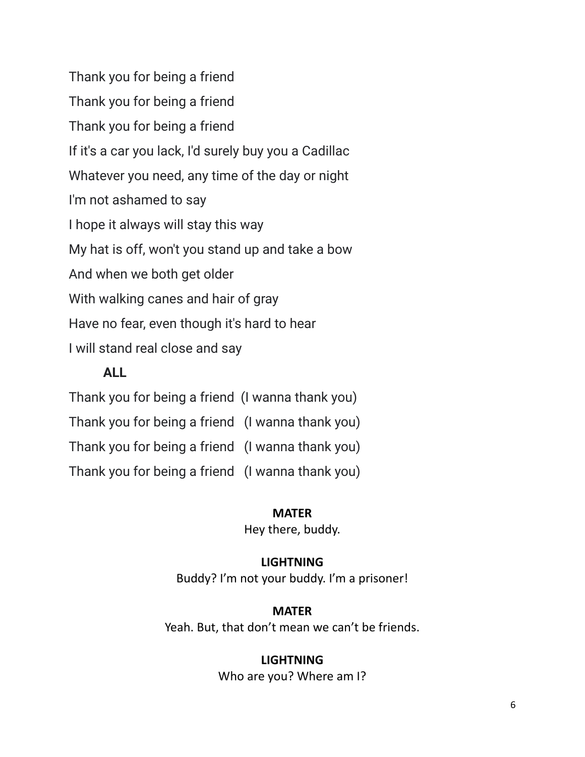Thank you for being a friend

Thank you for being a friend

Thank you for being a friend

If it's a car you lack, I'd surely buy you a Cadillac

Whatever you need, any time of the day or night

I'm not ashamed to say

I hope it always will stay this way

My hat is off, won't you stand up and take a bow

And when we both get older

With walking canes and hair of gray

Have no fear, even though it's hard to hear

I will stand real close and say

**ALL**

Thank you for being a friend (I wanna thank you)

Thank you for being a friend (I wanna thank you)

Thank you for being a friend (I wanna thank you)

Thank you for being a friend (I wanna thank you)

**MATER**

Hey there, buddy.

**LIGHTNING**

Buddy? I'm not your buddy. I'm a prisoner!

**MATER**

Yeah. But, that don't mean we can't be friends.

**LIGHTNING**

Who are you? Where am I?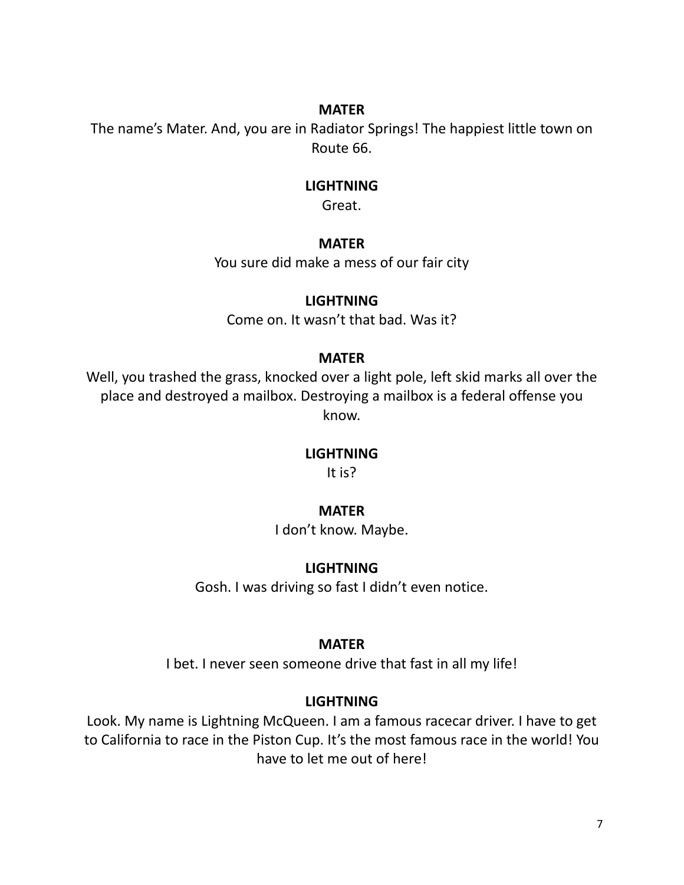**MATER**

The name's Mater. And, you are in Radiator Springs! The happiest little town on Route 66.

**LIGHTNING**

Great.

**MATER**

You sure did make a mess of our fair city

**LIGHTNING**

Come on. It wasn't that bad. Was it?

**MATER**

Well, you trashed the grass, knocked over a light pole, left skid marks all over the place and destroyed a mailbox. Destroying a mailbox is a federal offense you know.

**LIGHTNING**

It is?

**MATER**

I don't know. Maybe.

**LIGHTNING**

Gosh. I was driving so fast I didn't even notice.

**MATER**

I bet. I never seen someone drive that fast in all my life!

**LIGHTNING**

Look. My name is Lightning McQueen. I am a famous racecar driver. I have to get to California to race in the Piston Cup. It's the most famous race in the world! You have to let me out of here!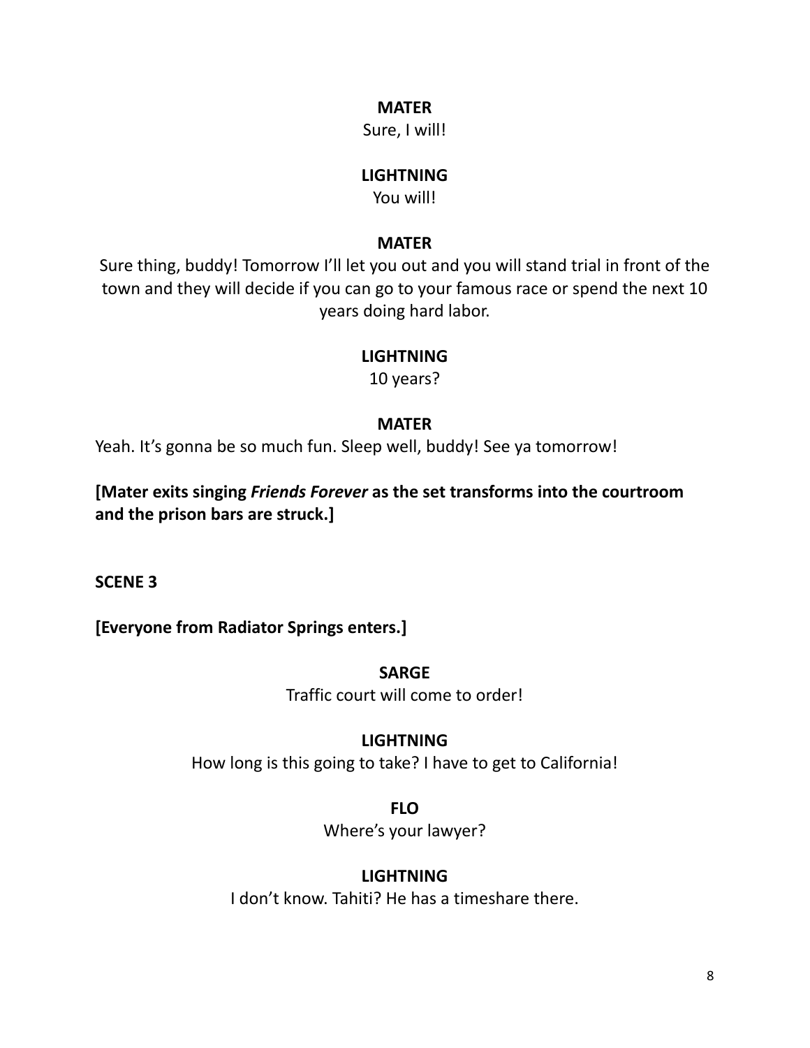**MATER**

Sure, I will!

**LIGHTNING**

You will!

**MATER**

Sure thing, buddy! Tomorrow I'll let you out and you will stand trial in front of the town and they will decide if you can go to your famous race or spend the next 10 years doing hard labor.

**LIGHTNING**

10 years?

**MATER**

Yeah. It's gonna be so much fun. Sleep well, buddy! See ya tomorrow!

**[Mater exits singing *Friends Forever* as the set transforms into the courtroom and the prison bars are struck.]**

**SCENE 3**

**[Everyone from Radiator Springs enters.]**

**SARGE**

Traffic court will come to order!

**LIGHTNING**

How long is this going to take? I have to get to California!

**FLO**

Where's your lawyer?

**LIGHTNING**

I don't know. Tahiti? He has a timeshare there.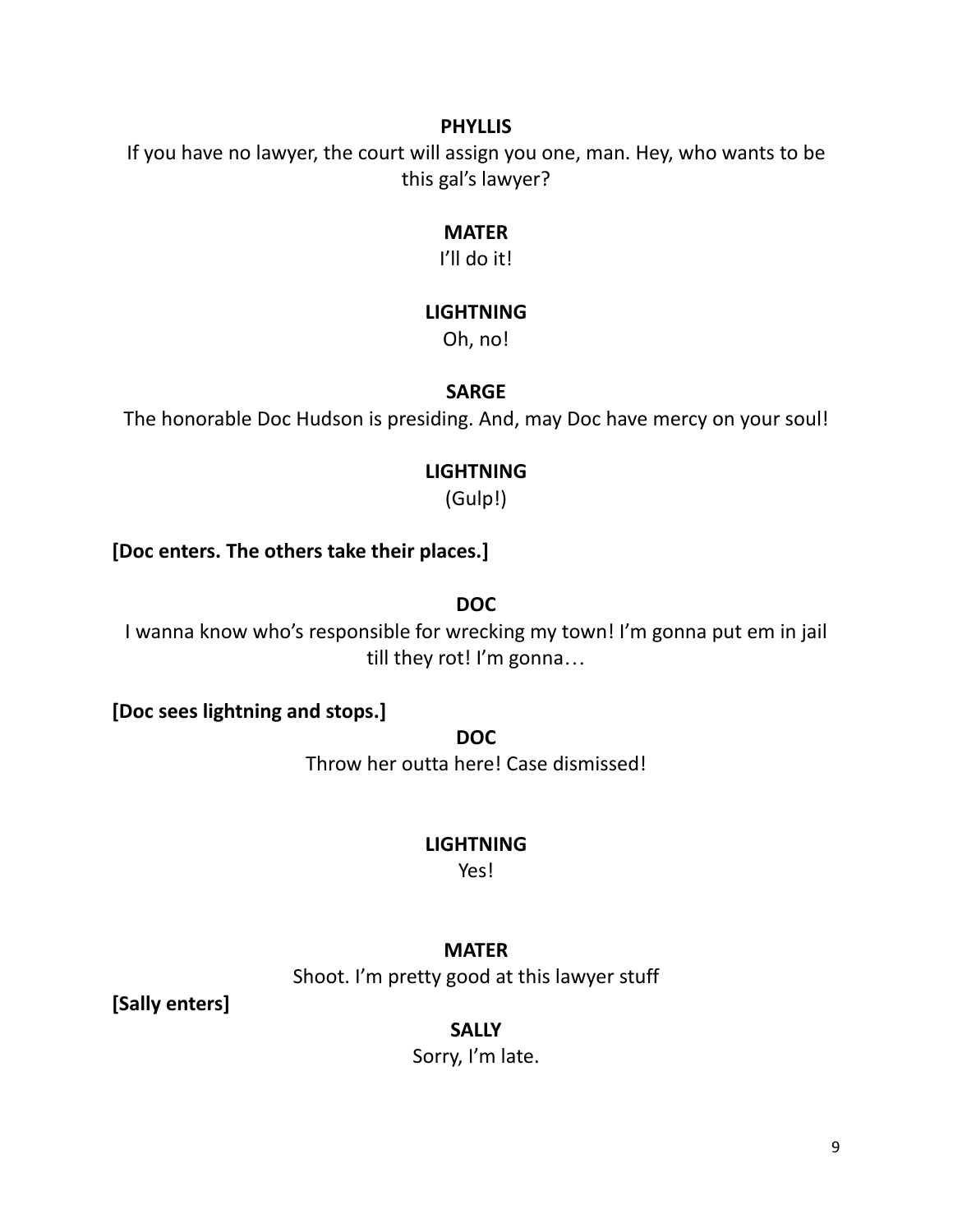**PHYLLIS**

If you have no lawyer, the court will assign you one, man. Hey, who wants to be this gal's lawyer?

**MATER**

I'll do it!

**LIGHTNING**

Oh, no!

**SARGE**

The honorable Doc Hudson is presiding. And, may Doc have mercy on your soul!

**LIGHTNING**

(Gulp!)

**[Doc enters. The others take their places.]**

**DOC**

I wanna know who's responsible for wrecking my town! I'm gonna put em in jail till they rot! I'm gonna…

**[Doc sees lightning and stops.]**

**DOC**

Throw her outta here! Case dismissed!

**LIGHTNING**

Yes!

**MATER**

Shoot. I'm pretty good at this lawyer stuff

**[Sally enters]**

**SALLY**

Sorry, I'm late.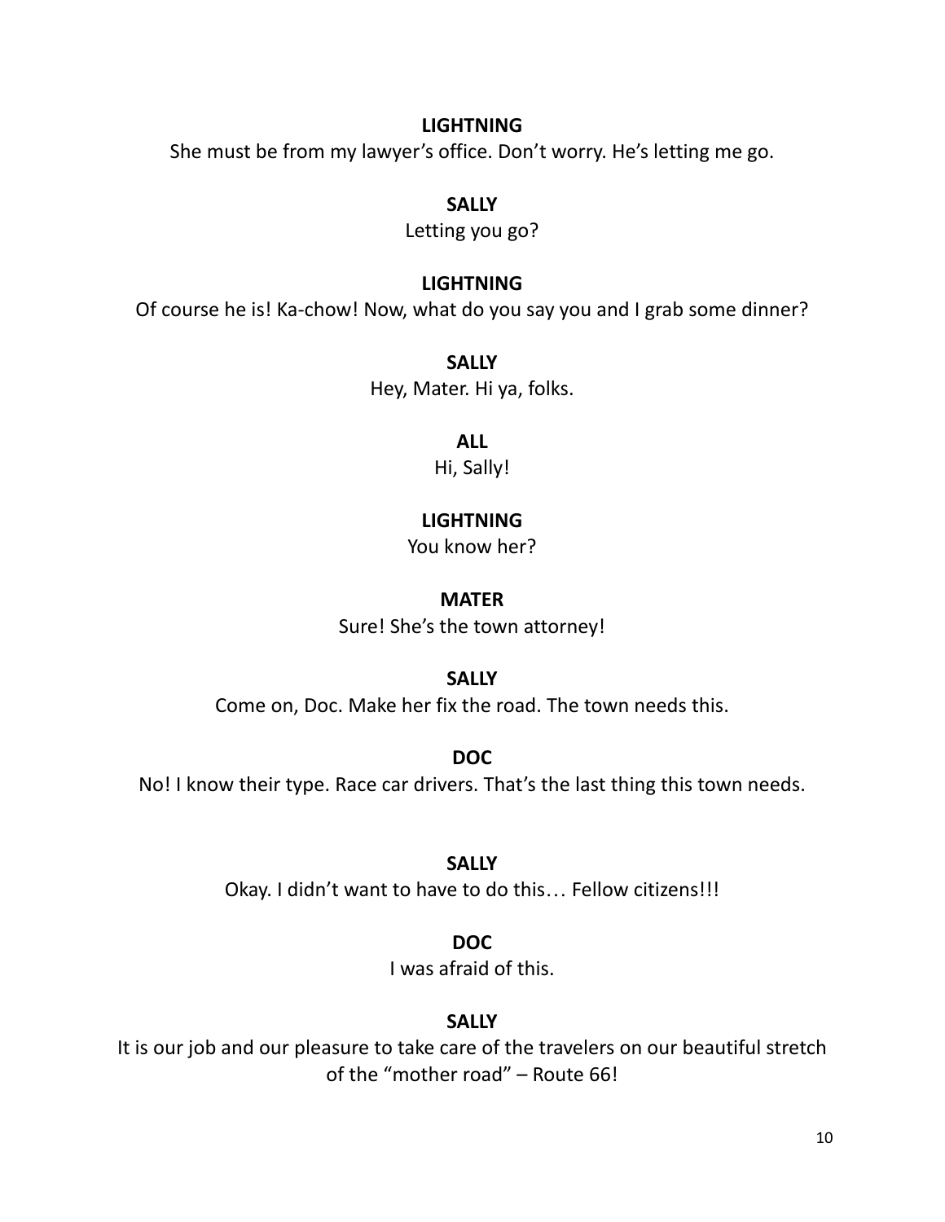**LIGHTNING**

She must be from my lawyer's office. Don't worry. He's letting me go.

**SALLY**

Letting you go?

**LIGHTNING**

Of course he is! Ka-chow! Now, what do you say you and I grab some dinner?

**SALLY**

Hey, Mater. Hi ya, folks.

**ALL**

Hi, Sally!

**LIGHTNING**

You know her?

**MATER**

Sure! She's the town attorney!

**SALLY**

Come on, Doc. Make her fix the road. The town needs this.

**DOC**

No! I know their type. Race car drivers. That's the last thing this town needs.

**SALLY**

Okay. I didn't want to have to do this… Fellow citizens!!!

**DOC**

I was afraid of this.

**SALLY**

It is our job and our pleasure to take care of the travelers on our beautiful stretch of the "mother road" – Route 66!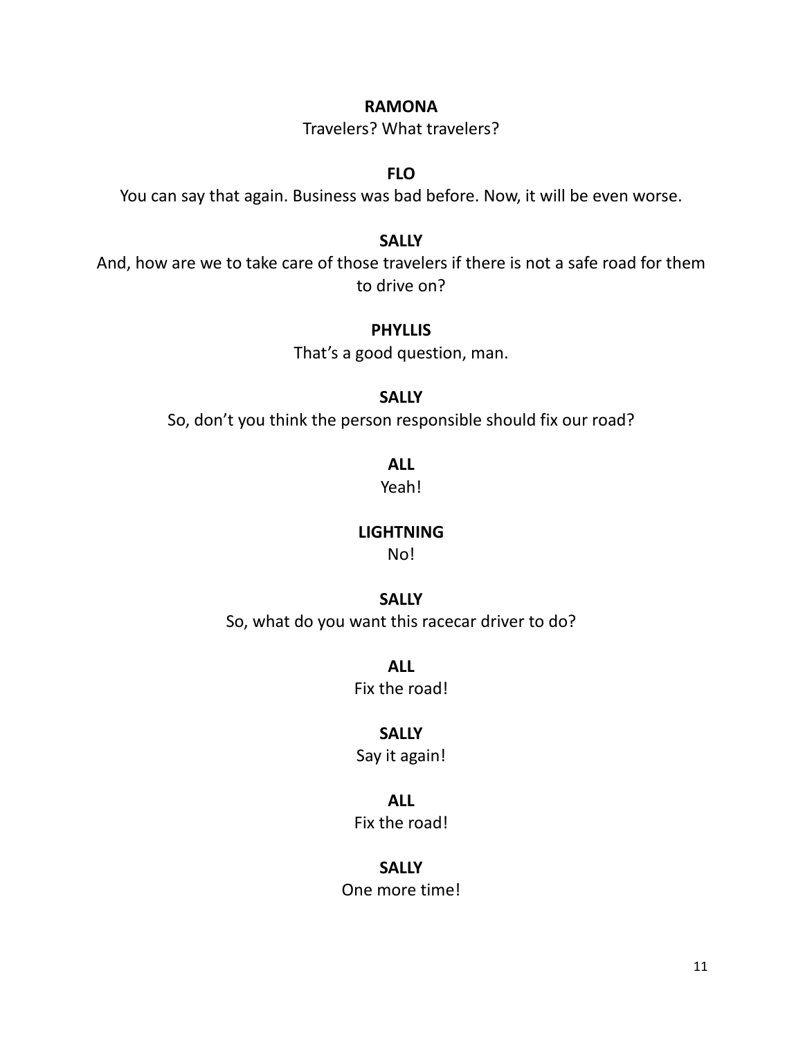**RAMONA**

Travelers? What travelers?

**FLO**

You can say that again. Business was bad before. Now, it will be even worse.

**SALLY**

And, how are we to take care of those travelers if there is not a safe road for them to drive on?

**PHYLLIS**

That's a good question, man.

**SALLY**

So, don't you think the person responsible should fix our road?

**ALL**

Yeah!

**LIGHTNING**

No!

**SALLY**

So, what do you want this racecar driver to do?

**ALL**

Fix the road!

**SALLY**

Say it again!

**ALL**

Fix the road!

**SALLY**

One more time!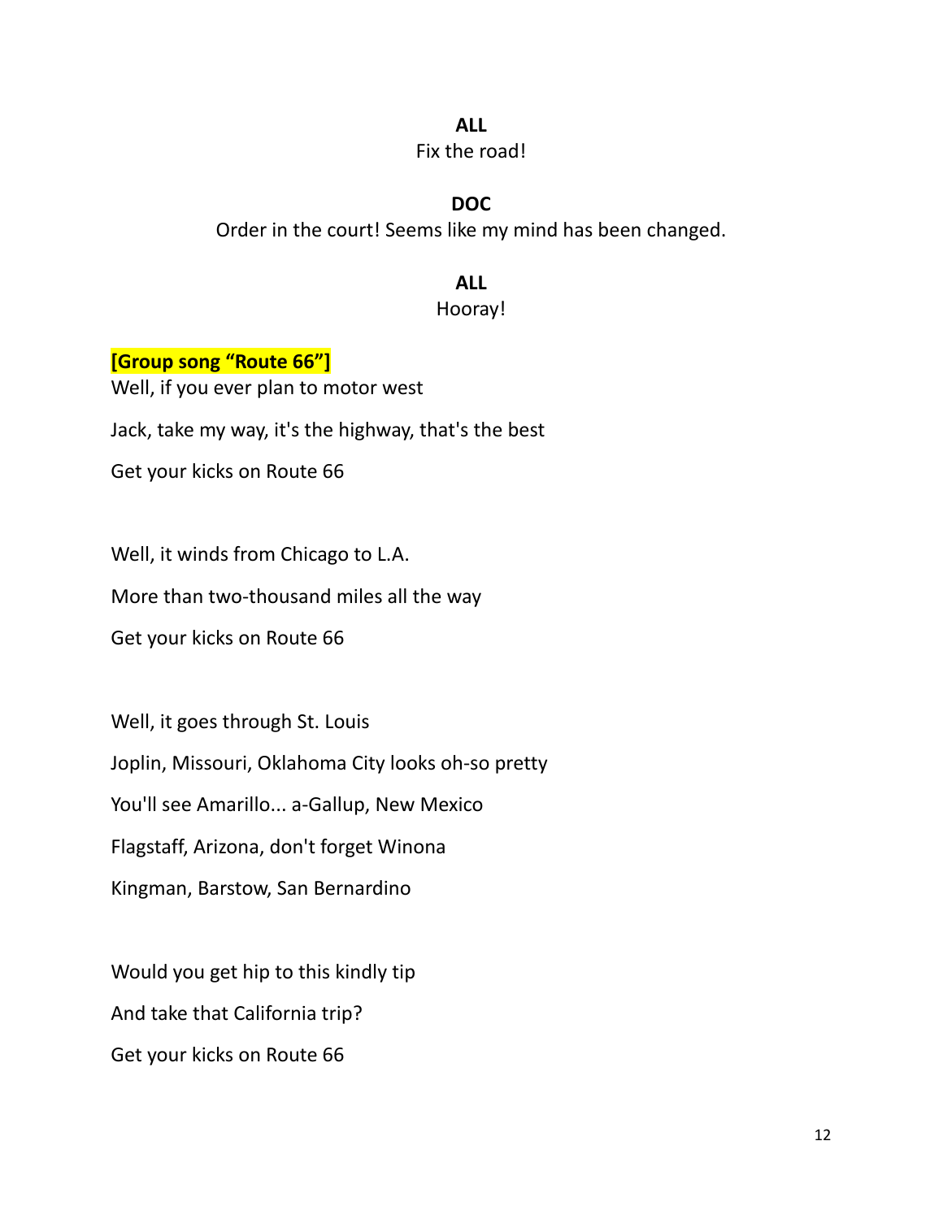**ALL**
Fix the road!

**DOC**
Order in the court! Seems like my mind has been changed.

**ALL**
Hooray!

**[Group song "Route 66"]**

Well, if you ever plan to motor west

Jack, take my way, it's the highway, that's the best

Get your kicks on Route 66

Well, it winds from Chicago to L.A.

More than two-thousand miles all the way

Get your kicks on Route 66

Well, it goes through St. Louis

Joplin, Missouri, Oklahoma City looks oh-so pretty

You'll see Amarillo... a-Gallup, New Mexico

Flagstaff, Arizona, don't forget Winona

Kingman, Barstow, San Bernardino

Would you get hip to this kindly tip

And take that California trip?

Get your kicks on Route 66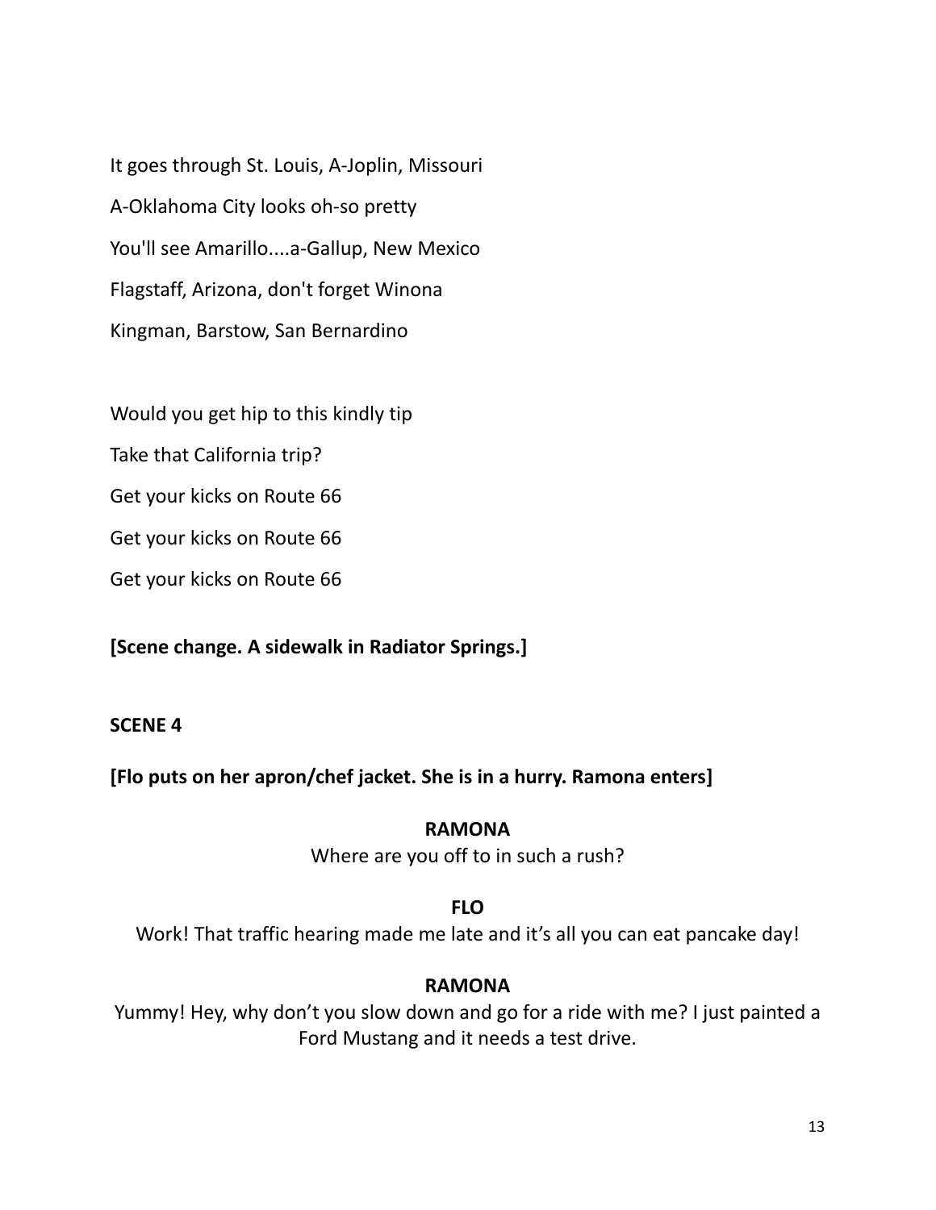It goes through St. Louis, A-Joplin, Missouri

A-Oklahoma City looks oh-so pretty

You'll see Amarillo....a-Gallup, New Mexico

Flagstaff, Arizona, don't forget Winona

Kingman, Barstow, San Bernardino

Would you get hip to this kindly tip

Take that California trip?

Get your kicks on Route 66

Get your kicks on Route 66

Get your kicks on Route 66

**[Scene change. A sidewalk in Radiator Springs.]**

**SCENE 4**

**[Flo puts on her apron/chef jacket. She is in a hurry. Ramona enters]**

**RAMONA**

Where are you off to in such a rush?

**FLO**

Work! That traffic hearing made me late and it's all you can eat pancake day!

**RAMONA**

Yummy! Hey, why don't you slow down and go for a ride with me? I just painted a Ford Mustang and it needs a test drive.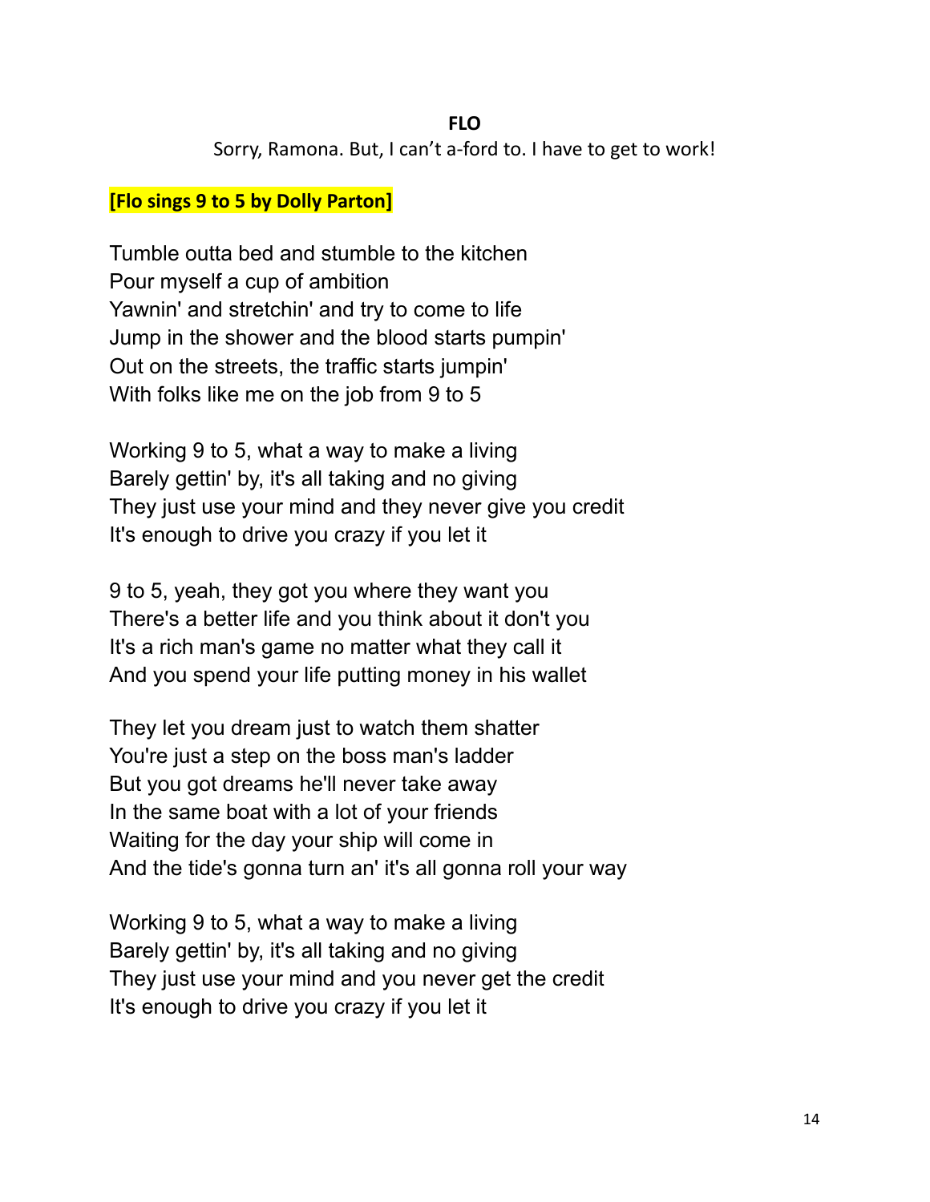**FLO**

Sorry, Ramona. But, I can't a-ford to. I have to get to work!

**[Flo sings 9 to 5 by Dolly Parton]**

Tumble outta bed and stumble to the kitchen
Pour myself a cup of ambition
Yawnin' and stretchin' and try to come to life
Jump in the shower and the blood starts pumpin'
Out on the streets, the traffic starts jumpin'
With folks like me on the job from 9 to 5

Working 9 to 5, what a way to make a living
Barely gettin' by, it's all taking and no giving
They just use your mind and they never give you credit
It's enough to drive you crazy if you let it

9 to 5, yeah, they got you where they want you
There's a better life and you think about it don't you
It's a rich man's game no matter what they call it
And you spend your life putting money in his wallet

They let you dream just to watch them shatter
You're just a step on the boss man's ladder
But you got dreams he'll never take away
In the same boat with a lot of your friends
Waiting for the day your ship will come in
And the tide's gonna turn an' it's all gonna roll your way

Working 9 to 5, what a way to make a living
Barely gettin' by, it's all taking and no giving
They just use your mind and you never get the credit
It's enough to drive you crazy if you let it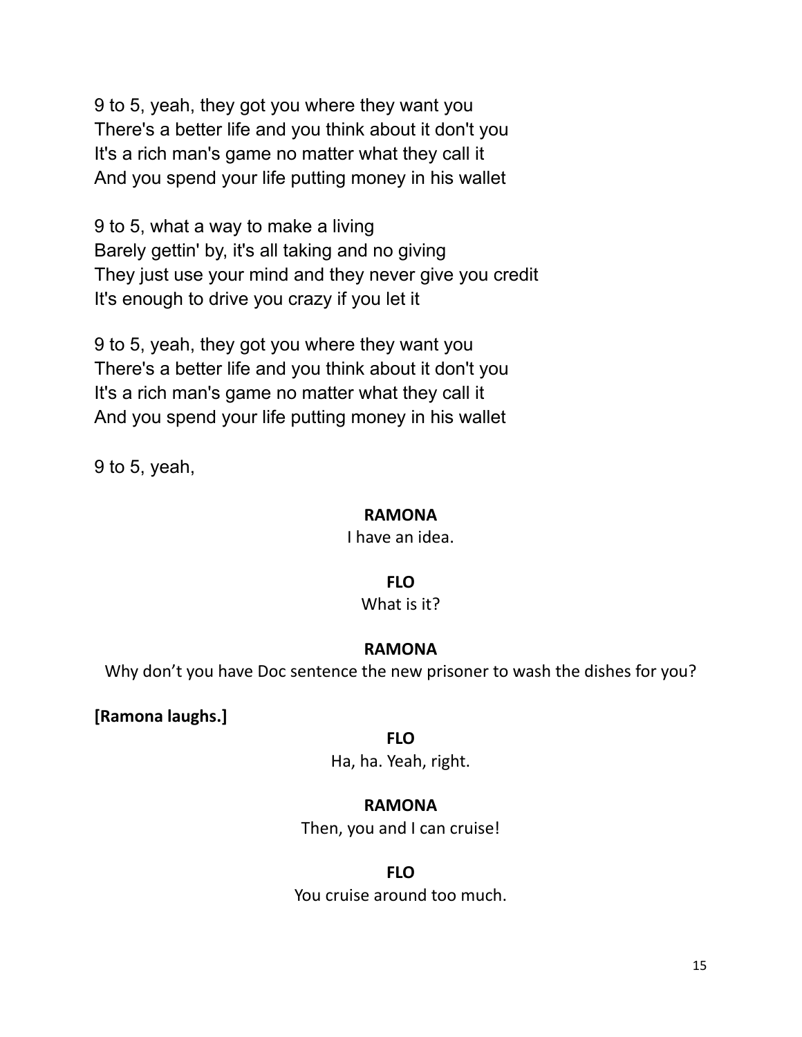9 to 5, yeah, they got you where they want you
There's a better life and you think about it don't you
It's a rich man's game no matter what they call it
And you spend your life putting money in his wallet

9 to 5, what a way to make a living
Barely gettin' by, it's all taking and no giving
They just use your mind and they never give you credit
It's enough to drive you crazy if you let it

9 to 5, yeah, they got you where they want you
There's a better life and you think about it don't you
It's a rich man's game no matter what they call it
And you spend your life putting money in his wallet

9 to 5, yeah,

**RAMONA**

I have an idea.

**FLO**

What is it?

**RAMONA**

Why don't you have Doc sentence the new prisoner to wash the dishes for you?

**[Ramona laughs.]**

**FLO**

Ha, ha. Yeah, right.

**RAMONA**

Then, you and I can cruise!

**FLO**

You cruise around too much.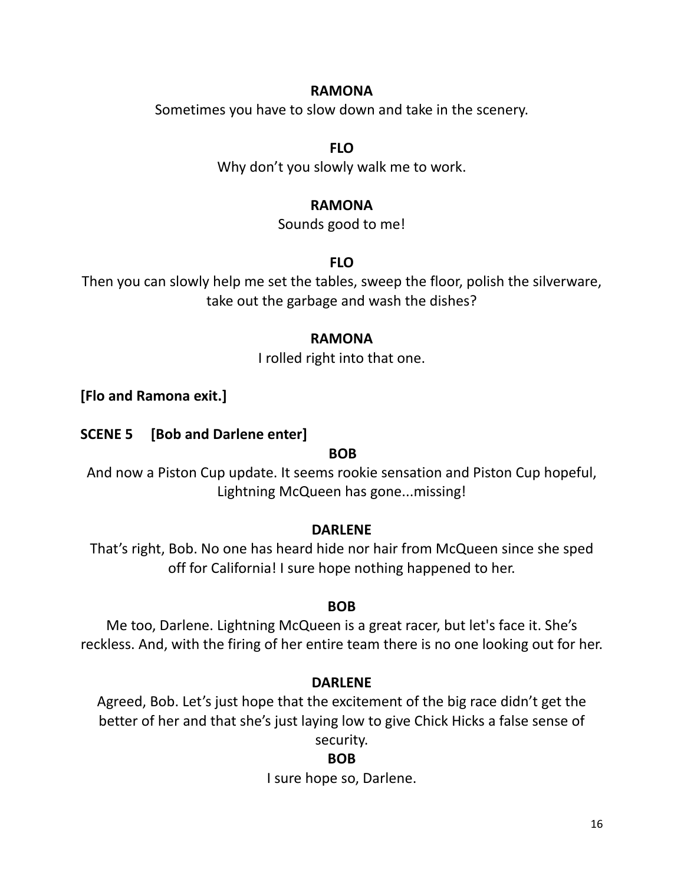**RAMONA**

Sometimes you have to slow down and take in the scenery.

**FLO**

Why don't you slowly walk me to work.

**RAMONA**

Sounds good to me!

**FLO**

Then you can slowly help me set the tables, sweep the floor, polish the silverware, take out the garbage and wash the dishes?

**RAMONA**

I rolled right into that one.

**[Flo and Ramona exit.]**

**SCENE 5 [Bob and Darlene enter]**

**BOB**

And now a Piston Cup update. It seems rookie sensation and Piston Cup hopeful, Lightning McQueen has gone...missing!

**DARLENE**

That's right, Bob. No one has heard hide nor hair from McQueen since she sped off for California! I sure hope nothing happened to her.

**BOB**

Me too, Darlene. Lightning McQueen is a great racer, but let's face it. She's reckless. And, with the firing of her entire team there is no one looking out for her.

**DARLENE**

Agreed, Bob. Let's just hope that the excitement of the big race didn't get the better of her and that she's just laying low to give Chick Hicks a false sense of security.

**BOB**

I sure hope so, Darlene.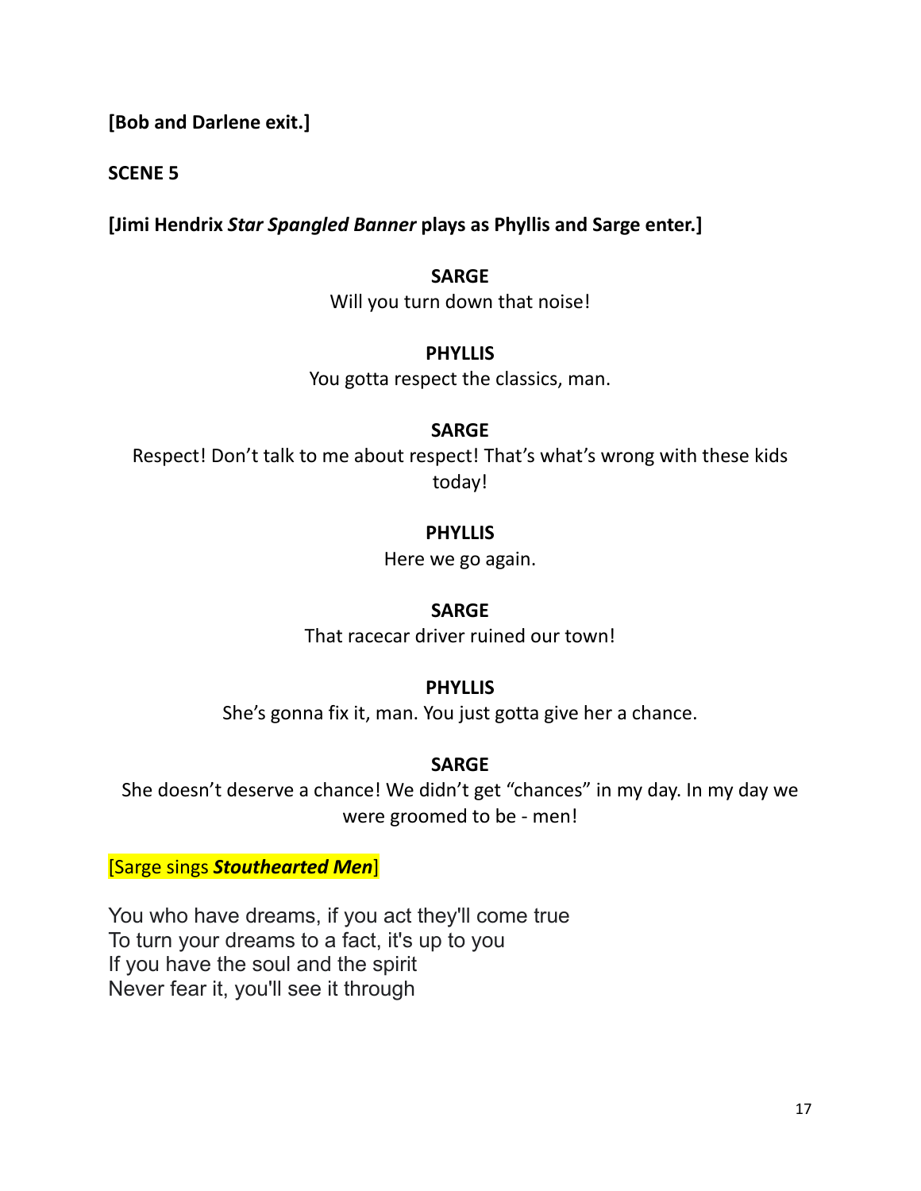**[Bob and Darlene exit.]**

**SCENE 5**

**[Jimi Hendrix *Star Spangled Banner* plays as Phyllis and Sarge enter.]**

**SARGE**

Will you turn down that noise!

**PHYLLIS**

You gotta respect the classics, man.

**SARGE**

Respect! Don't talk to me about respect! That's what's wrong with these kids today!

**PHYLLIS**

Here we go again.

**SARGE**

That racecar driver ruined our town!

**PHYLLIS**

She's gonna fix it, man. You just gotta give her a chance.

**SARGE**

She doesn't deserve a chance! We didn't get "chances" in my day. In my day we were groomed to be - men!

[Sarge sings ***Stouthearted Men***]

You who have dreams, if you act they'll come true
To turn your dreams to a fact, it's up to you
If you have the soul and the spirit
Never fear it, you'll see it through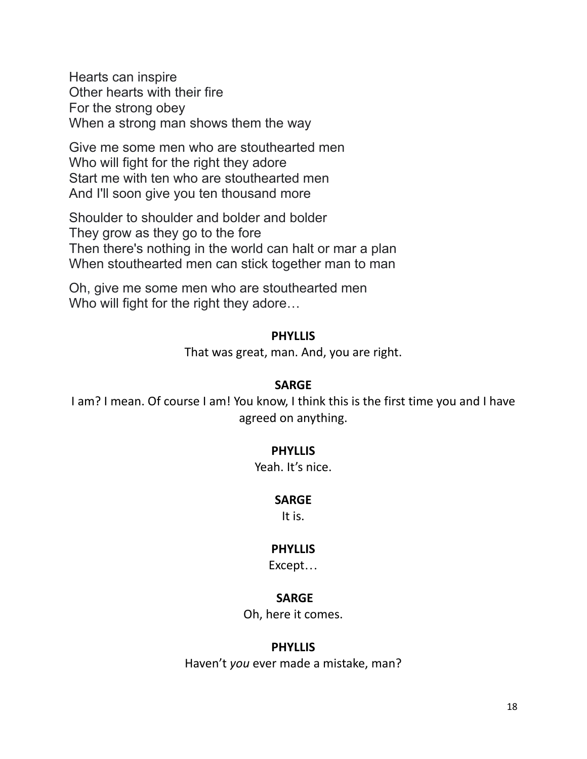Hearts can inspire
Other hearts with their fire
For the strong obey
When a strong man shows them the way

Give me some men who are stouthearted men
Who will fight for the right they adore
Start me with ten who are stouthearted men
And I'll soon give you ten thousand more

Shoulder to shoulder and bolder and bolder
They grow as they go to the fore
Then there's nothing in the world can halt or mar a plan
When stouthearted men can stick together man to man

Oh, give me some men who are stouthearted men
Who will fight for the right they adore…

**PHYLLIS**

That was great, man. And, you are right.

**SARGE**

I am? I mean. Of course I am! You know, I think this is the first time you and I have agreed on anything.

**PHYLLIS**

Yeah. It's nice.

**SARGE**

It is.

**PHYLLIS**

Except…

**SARGE**

Oh, here it comes.

**PHYLLIS**

Haven't *you* ever made a mistake, man?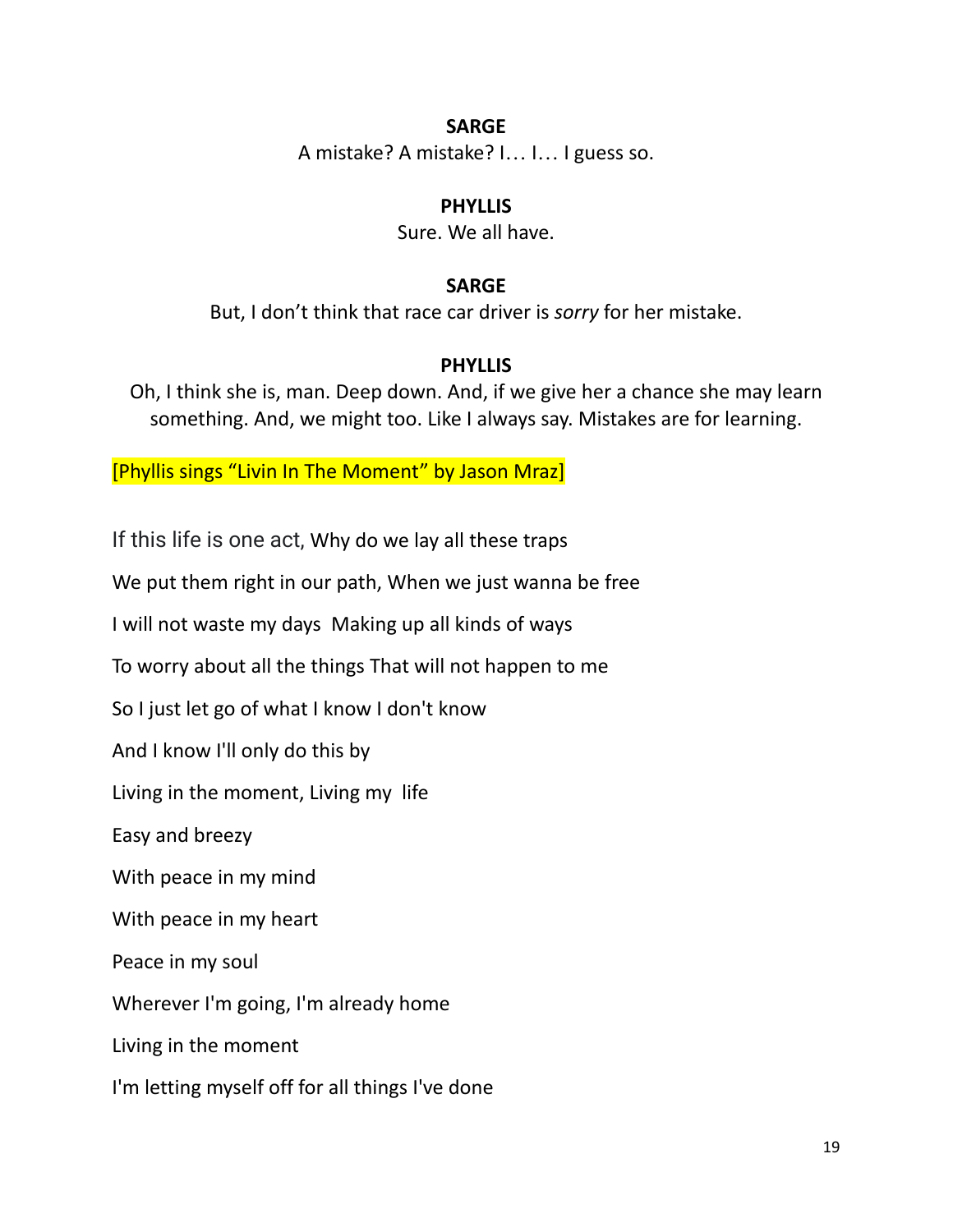**SARGE**

A mistake? A mistake? I… I… I guess so.

**PHYLLIS**

Sure. We all have.

**SARGE**

But, I don't think that race car driver is *sorry* for her mistake.

**PHYLLIS**

Oh, I think she is, man. Deep down. And, if we give her a chance she may learn something. And, we might too. Like I always say. Mistakes are for learning.

[Phyllis sings "Livin In The Moment" by Jason Mraz]

If this life is one act, Why do we lay all these traps

We put them right in our path, When we just wanna be free

I will not waste my days  Making up all kinds of ways

To worry about all the things That will not happen to me

So I just let go of what I know I don't know

And I know I'll only do this by

Living in the moment, Living my  life

Easy and breezy

With peace in my mind

With peace in my heart

Peace in my soul

Wherever I'm going, I'm already home

Living in the moment

I'm letting myself off for all things I've done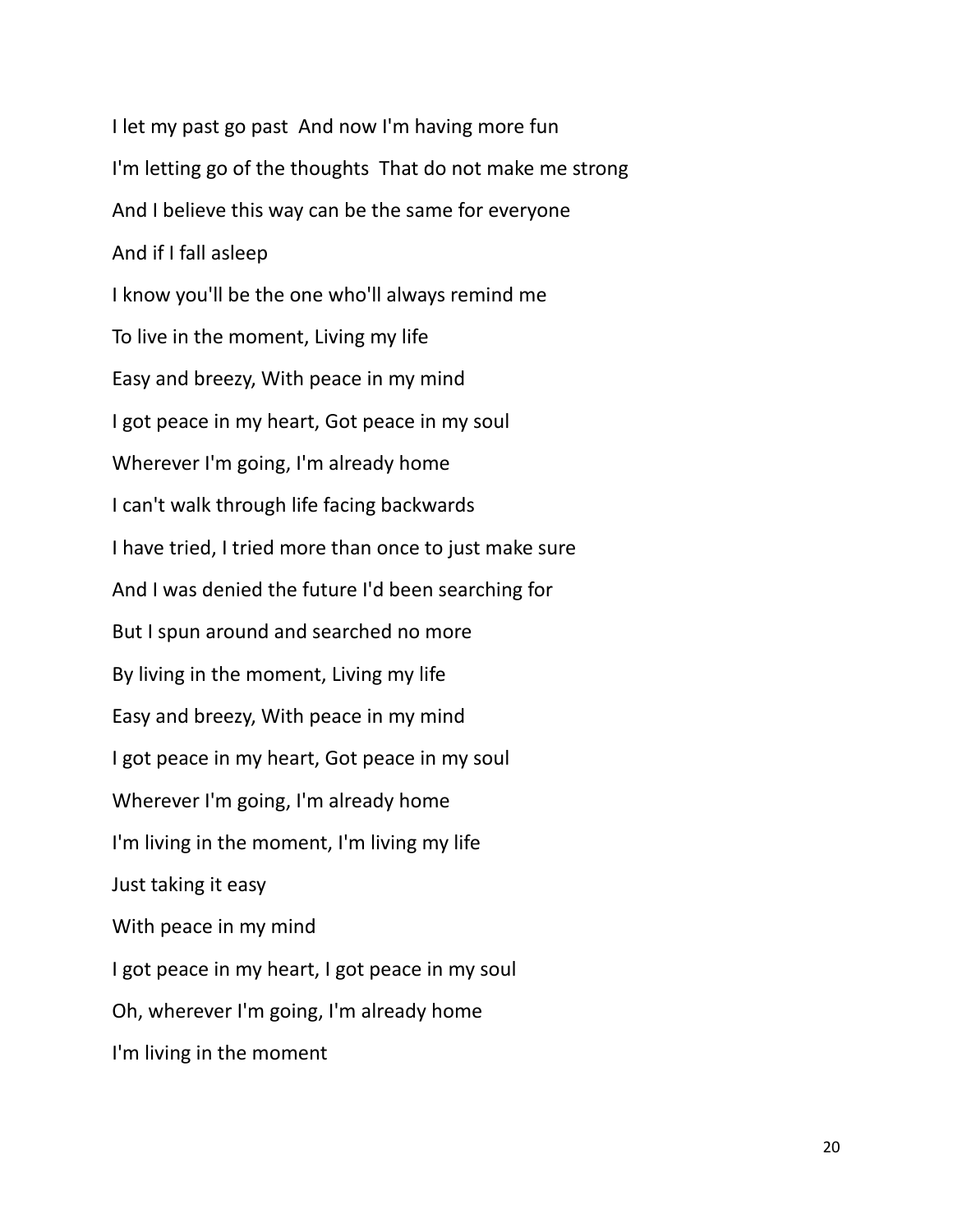I let my past go past  And now I'm having more fun

I'm letting go of the thoughts  That do not make me strong

And I believe this way can be the same for everyone

And if I fall asleep

I know you'll be the one who'll always remind me

To live in the moment, Living my life

Easy and breezy, With peace in my mind

I got peace in my heart, Got peace in my soul

Wherever I'm going, I'm already home

I can't walk through life facing backwards

I have tried, I tried more than once to just make sure

And I was denied the future I'd been searching for

But I spun around and searched no more

By living in the moment, Living my life

Easy and breezy, With peace in my mind

I got peace in my heart, Got peace in my soul

Wherever I'm going, I'm already home

I'm living in the moment, I'm living my life

Just taking it easy

With peace in my mind

I got peace in my heart, I got peace in my soul

Oh, wherever I'm going, I'm already home

I'm living in the moment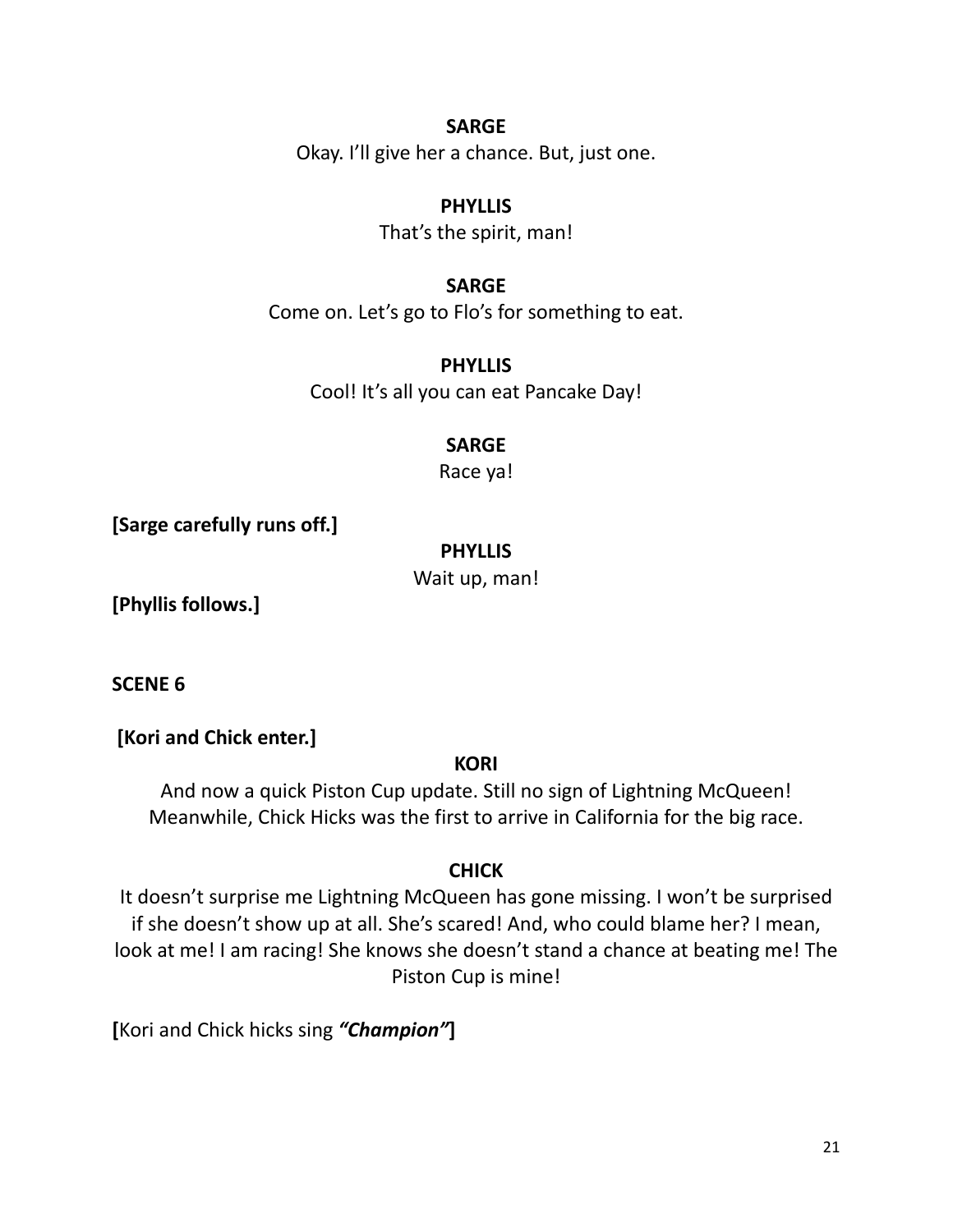**SARGE**

Okay. I'll give her a chance. But, just one.

**PHYLLIS**

That's the spirit, man!

**SARGE**

Come on. Let's go to Flo's for something to eat.

**PHYLLIS**

Cool! It's all you can eat Pancake Day!

**SARGE**

Race ya!

**[Sarge carefully runs off.]**

**PHYLLIS**

Wait up, man!

**[Phyllis follows.]**

**SCENE 6**

**[Kori and Chick enter.]**

**KORI**

And now a quick Piston Cup update. Still no sign of Lightning McQueen! Meanwhile, Chick Hicks was the first to arrive in California for the big race.

**CHICK**

It doesn't surprise me Lightning McQueen has gone missing. I won't be surprised if she doesn't show up at all. She's scared! And, who could blame her? I mean, look at me! I am racing! She knows she doesn't stand a chance at beating me! The Piston Cup is mine!

**[**Kori and Chick hicks sing ***"Champion"*****]**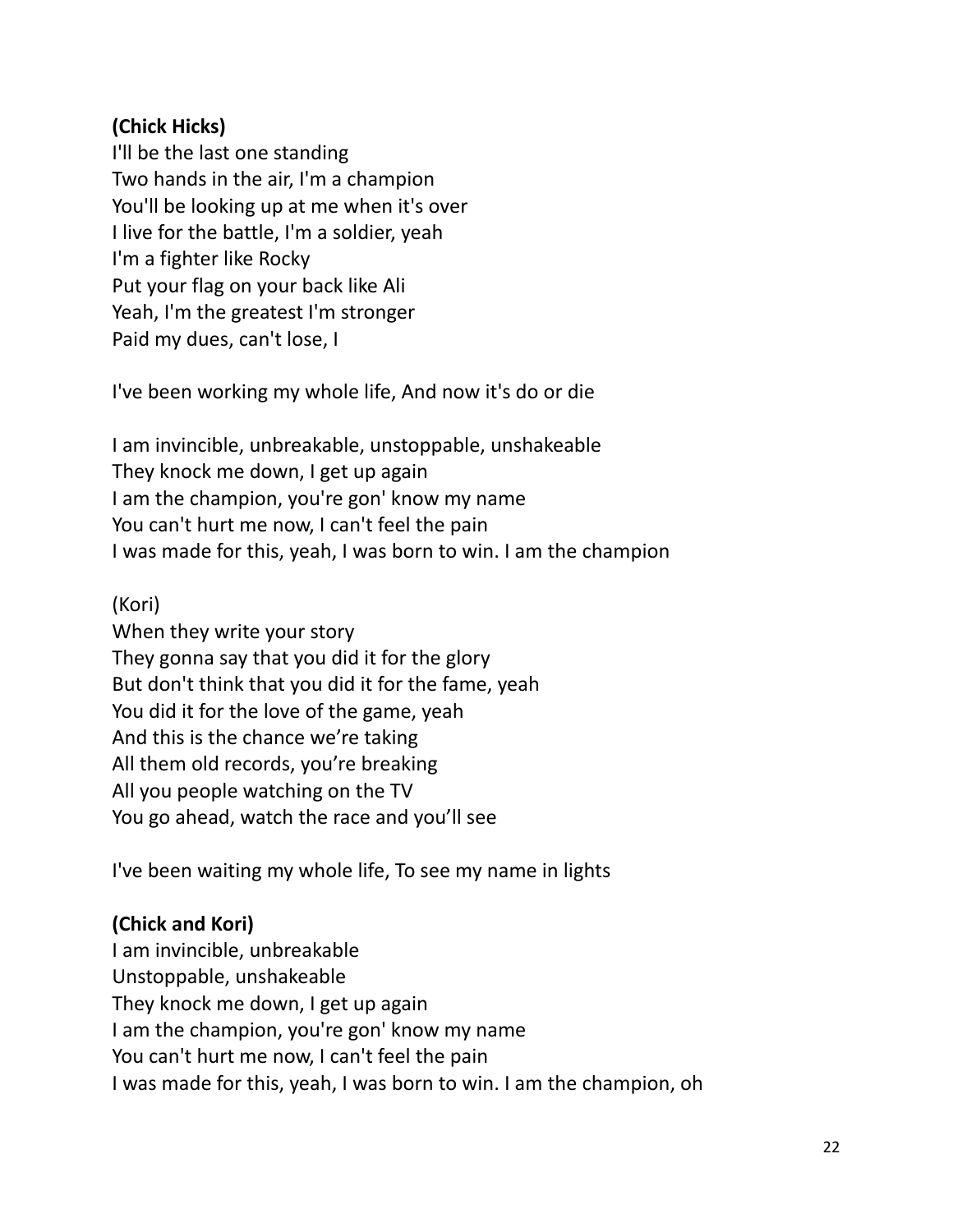**(Chick Hicks)**
I'll be the last one standing
Two hands in the air, I'm a champion
You'll be looking up at me when it's over
I live for the battle, I'm a soldier, yeah
I'm a fighter like Rocky
Put your flag on your back like Ali
Yeah, I'm the greatest I'm stronger
Paid my dues, can't lose, I

I've been working my whole life, And now it's do or die

I am invincible, unbreakable, unstoppable, unshakeable
They knock me down, I get up again
I am the champion, you're gon' know my name
You can't hurt me now, I can't feel the pain
I was made for this, yeah, I was born to win. I am the champion

(Kori)
When they write your story
They gonna say that you did it for the glory
But don't think that you did it for the fame, yeah
You did it for the love of the game, yeah
And this is the chance we're taking
All them old records, you're breaking
All you people watching on the TV
You go ahead, watch the race and you'll see

I've been waiting my whole life, To see my name in lights

**(Chick and Kori)**
I am invincible, unbreakable
Unstoppable, unshakeable
They knock me down, I get up again
I am the champion, you're gon' know my name
You can't hurt me now, I can't feel the pain
I was made for this, yeah, I was born to win. I am the champion, oh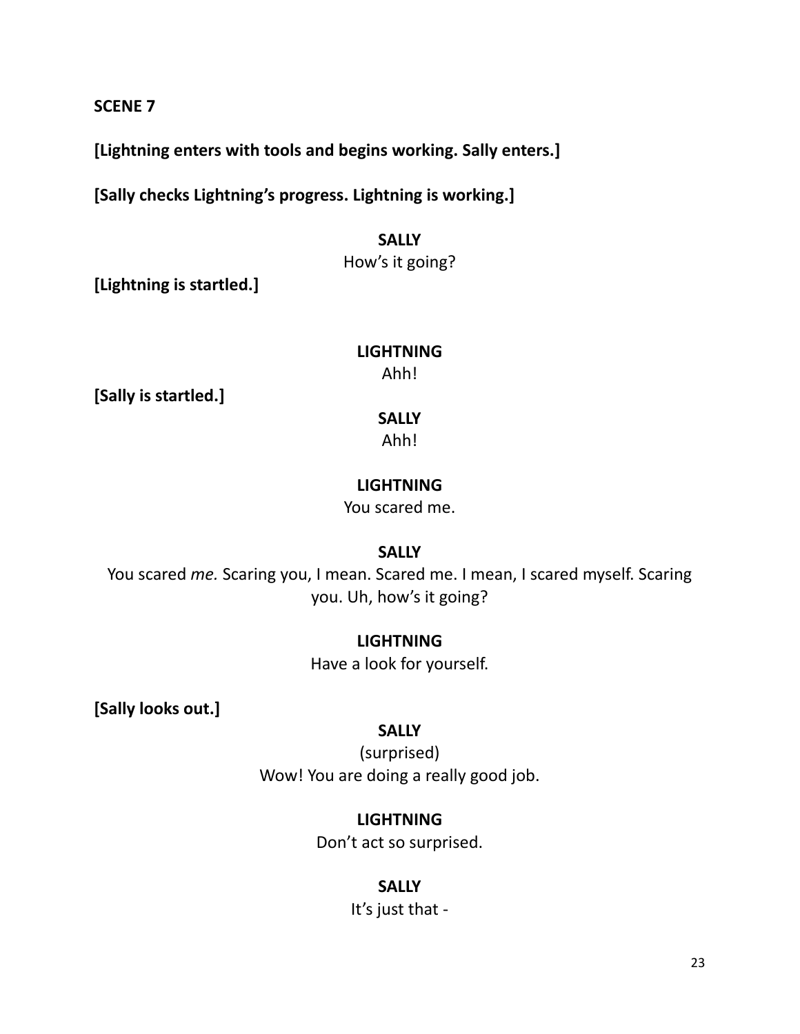**SCENE 7**

**[Lightning enters with tools and begins working. Sally enters.]**

**[Sally checks Lightning's progress. Lightning is working.]**

**SALLY**
How's it going?

**[Lightning is startled.]**

**LIGHTNING**
Ahh!

**[Sally is startled.]**

**SALLY**
Ahh!

**LIGHTNING**
You scared me.

**SALLY**
You scared *me.* Scaring you, I mean. Scared me. I mean, I scared myself. Scaring you. Uh, how's it going?

**LIGHTNING**
Have a look for yourself.

**[Sally looks out.]**

**SALLY**
(surprised)
Wow! You are doing a really good job.

**LIGHTNING**
Don't act so surprised.

**SALLY**
It's just that -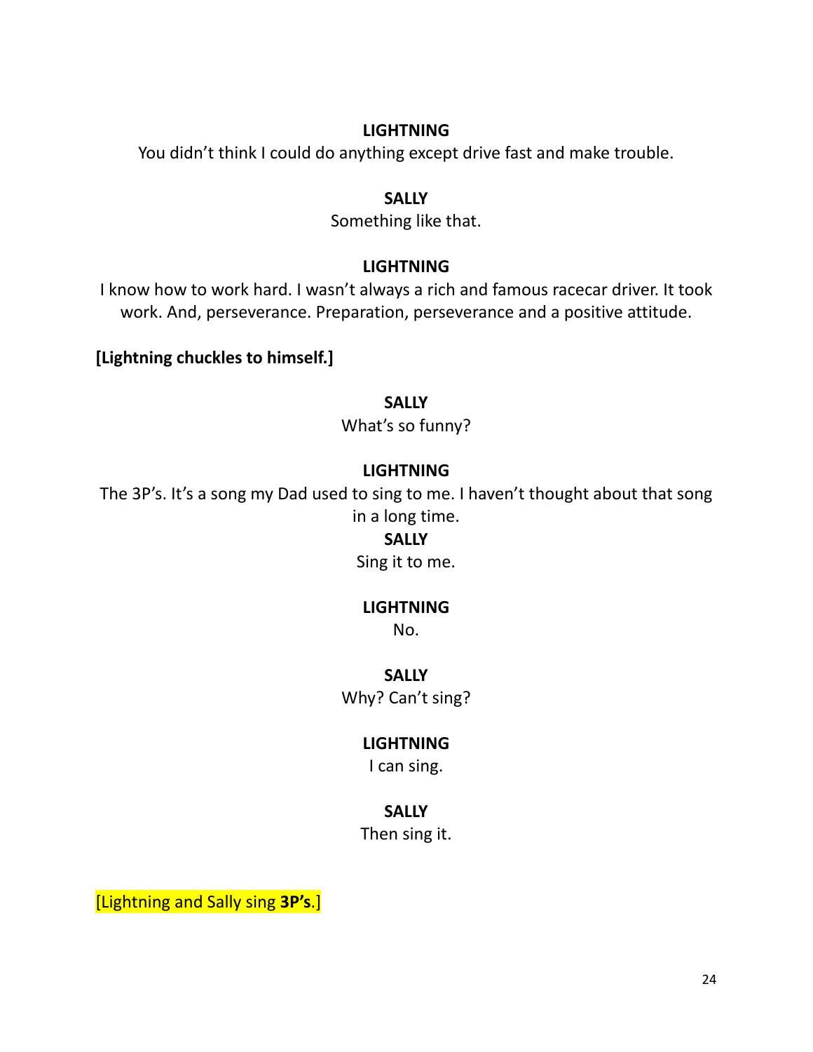**LIGHTNING**

You didn't think I could do anything except drive fast and make trouble.

**SALLY**

Something like that.

**LIGHTNING**

I know how to work hard. I wasn't always a rich and famous racecar driver. It took work. And, perseverance. Preparation, perseverance and a positive attitude.

**[Lightning chuckles to himself.]**

**SALLY**

What's so funny?

**LIGHTNING**

The 3P's. It's a song my Dad used to sing to me. I haven't thought about that song in a long time.

**SALLY**

Sing it to me.

**LIGHTNING**

No.

**SALLY**

Why? Can't sing?

**LIGHTNING**

I can sing.

**SALLY**

Then sing it.

[Lightning and Sally sing **3P's**.]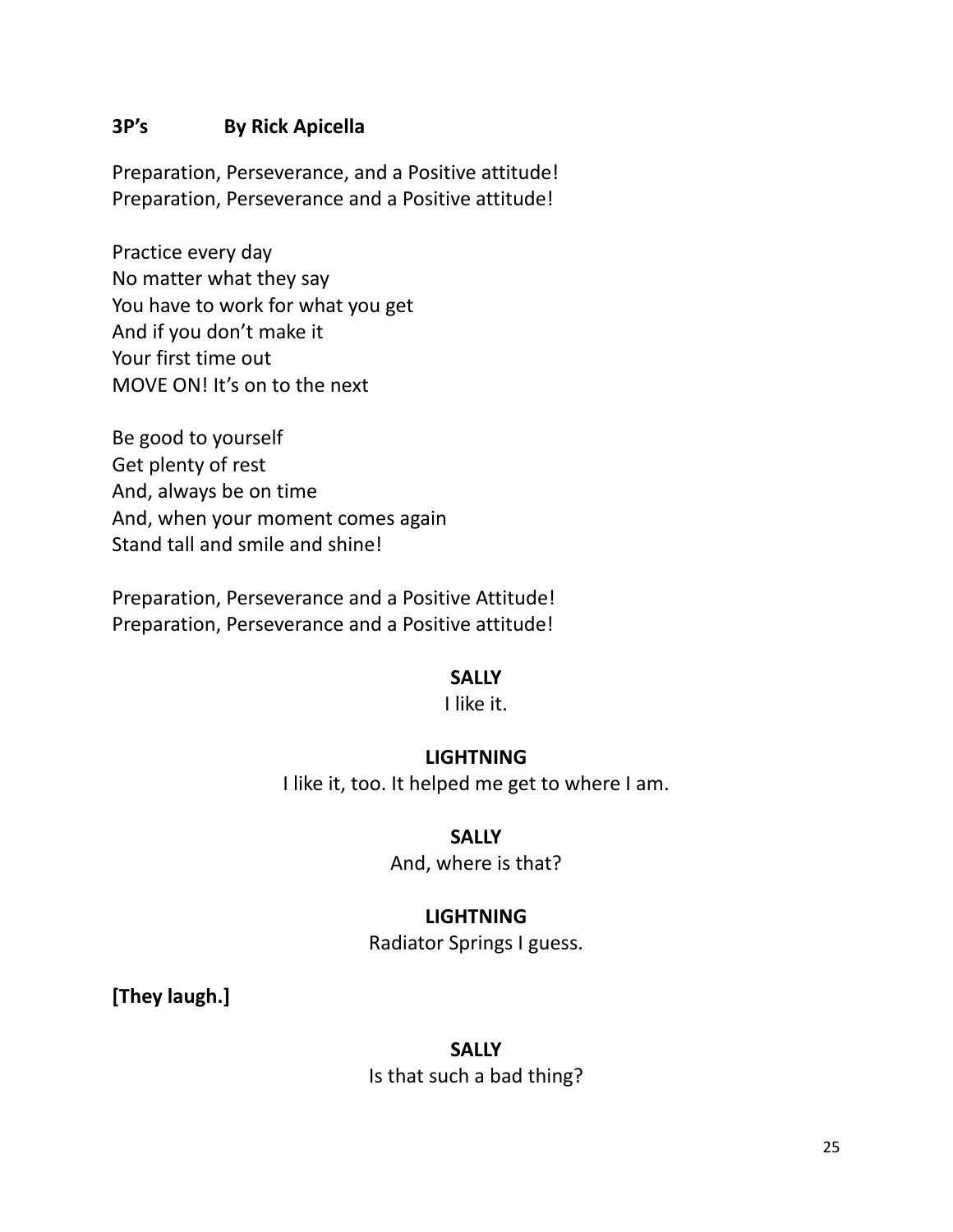**3P's By Rick Apicella**

Preparation, Perseverance, and a Positive attitude!
Preparation, Perseverance and a Positive attitude!

Practice every day
No matter what they say
You have to work for what you get
And if you don't make it
Your first time out
MOVE ON! It's on to the next

Be good to yourself
Get plenty of rest
And, always be on time
And, when your moment comes again
Stand tall and smile and shine!

Preparation, Perseverance and a Positive Attitude!
Preparation, Perseverance and a Positive attitude!

**SALLY**
I like it.

**LIGHTNING**
I like it, too. It helped me get to where I am.

**SALLY**
And, where is that?

**LIGHTNING**
Radiator Springs I guess.

**[They laugh.]**

**SALLY**
Is that such a bad thing?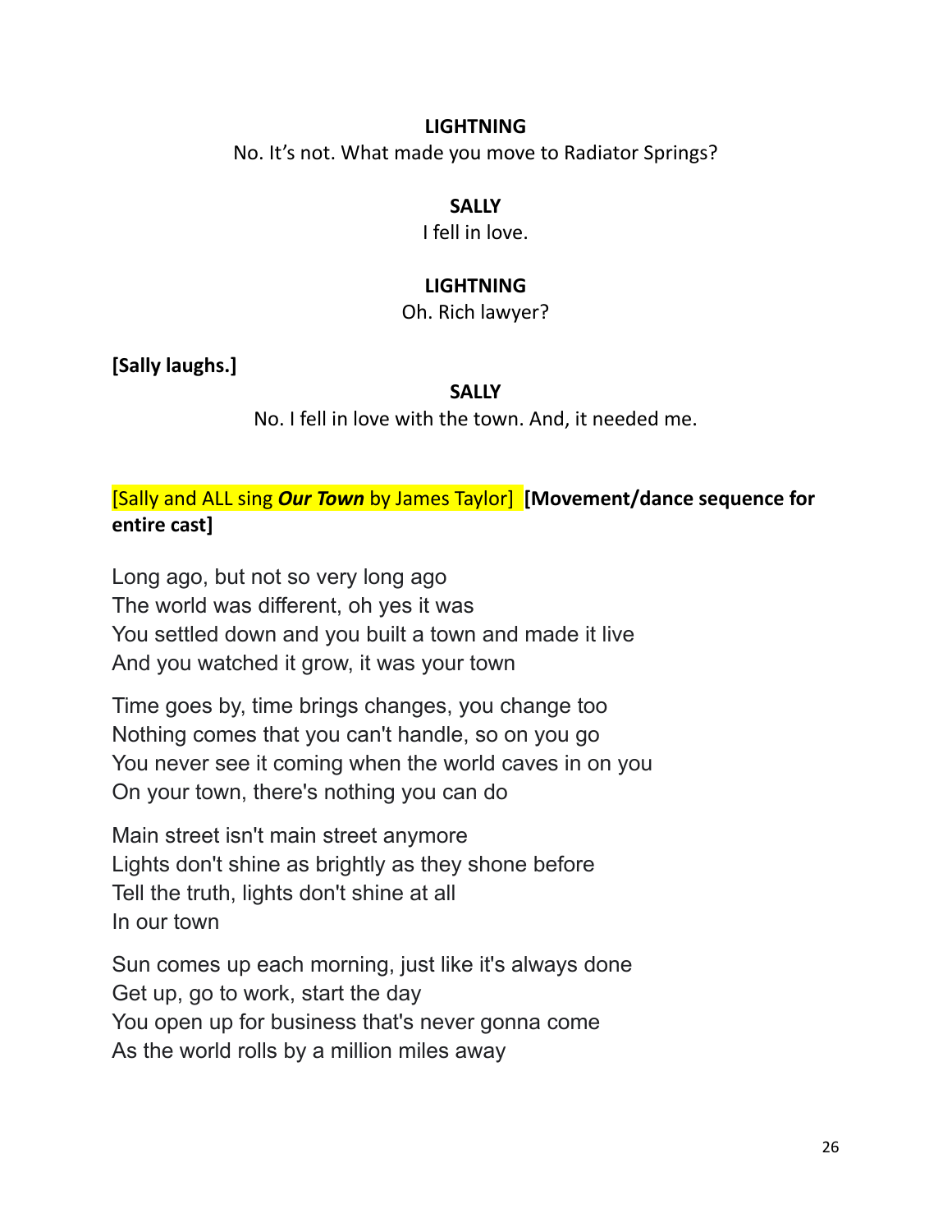**LIGHTNING**
No. It's not. What made you move to Radiator Springs?

**SALLY**
I fell in love.

**LIGHTNING**
Oh. Rich lawyer?

**[Sally laughs.]**

**SALLY**
No. I fell in love with the town. And, it needed me.

[Sally and ALL sing ***Our Town*** by James Taylor] **[Movement/dance sequence for entire cast]**

Long ago, but not so very long ago
The world was different, oh yes it was
You settled down and you built a town and made it live
And you watched it grow, it was your town

Time goes by, time brings changes, you change too
Nothing comes that you can't handle, so on you go
You never see it coming when the world caves in on you
On your town, there's nothing you can do

Main street isn't main street anymore
Lights don't shine as brightly as they shone before
Tell the truth, lights don't shine at all
In our town

Sun comes up each morning, just like it's always done
Get up, go to work, start the day
You open up for business that's never gonna come
As the world rolls by a million miles away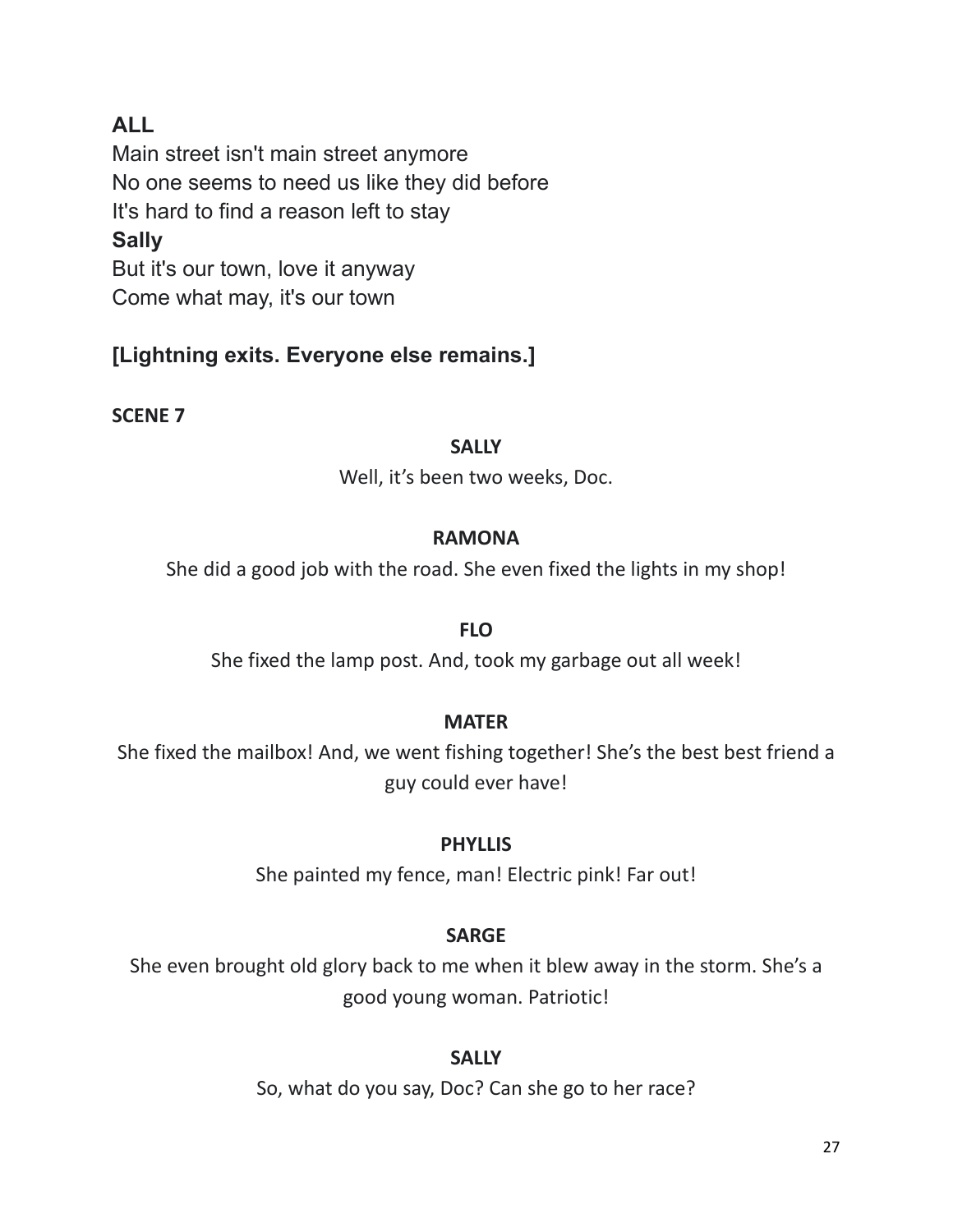**ALL**

Main street isn't main street anymore
No one seems to need us like they did before
It's hard to find a reason left to stay

**Sally**

But it's our town, love it anyway
Come what may, it's our town

**[Lightning exits. Everyone else remains.]**

**SCENE 7**

**SALLY**

Well, it's been two weeks, Doc.

**RAMONA**

She did a good job with the road. She even fixed the lights in my shop!

**FLO**

She fixed the lamp post. And, took my garbage out all week!

**MATER**

She fixed the mailbox! And, we went fishing together! She's the best best friend a guy could ever have!

**PHYLLIS**

She painted my fence, man! Electric pink! Far out!

**SARGE**

She even brought old glory back to me when it blew away in the storm. She's a good young woman. Patriotic!

**SALLY**

So, what do you say, Doc? Can she go to her race?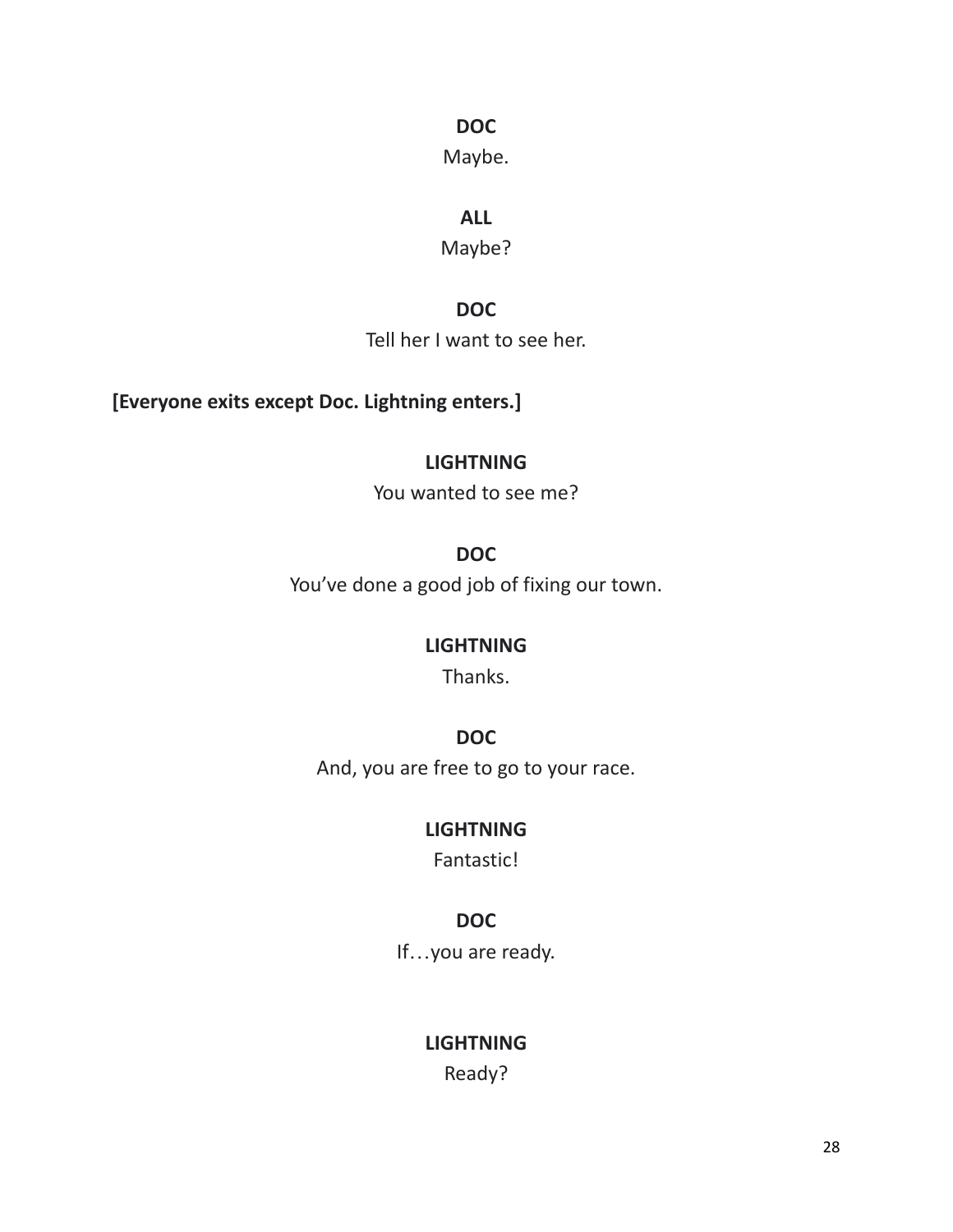**DOC**

Maybe.

**ALL**

Maybe?

**DOC**

Tell her I want to see her.

**[Everyone exits except Doc. Lightning enters.]**

**LIGHTNING**

You wanted to see me?

**DOC**

You've done a good job of fixing our town.

**LIGHTNING**

Thanks.

**DOC**

And, you are free to go to your race.

**LIGHTNING**

Fantastic!

**DOC**

If…you are ready.

**LIGHTNING**

Ready?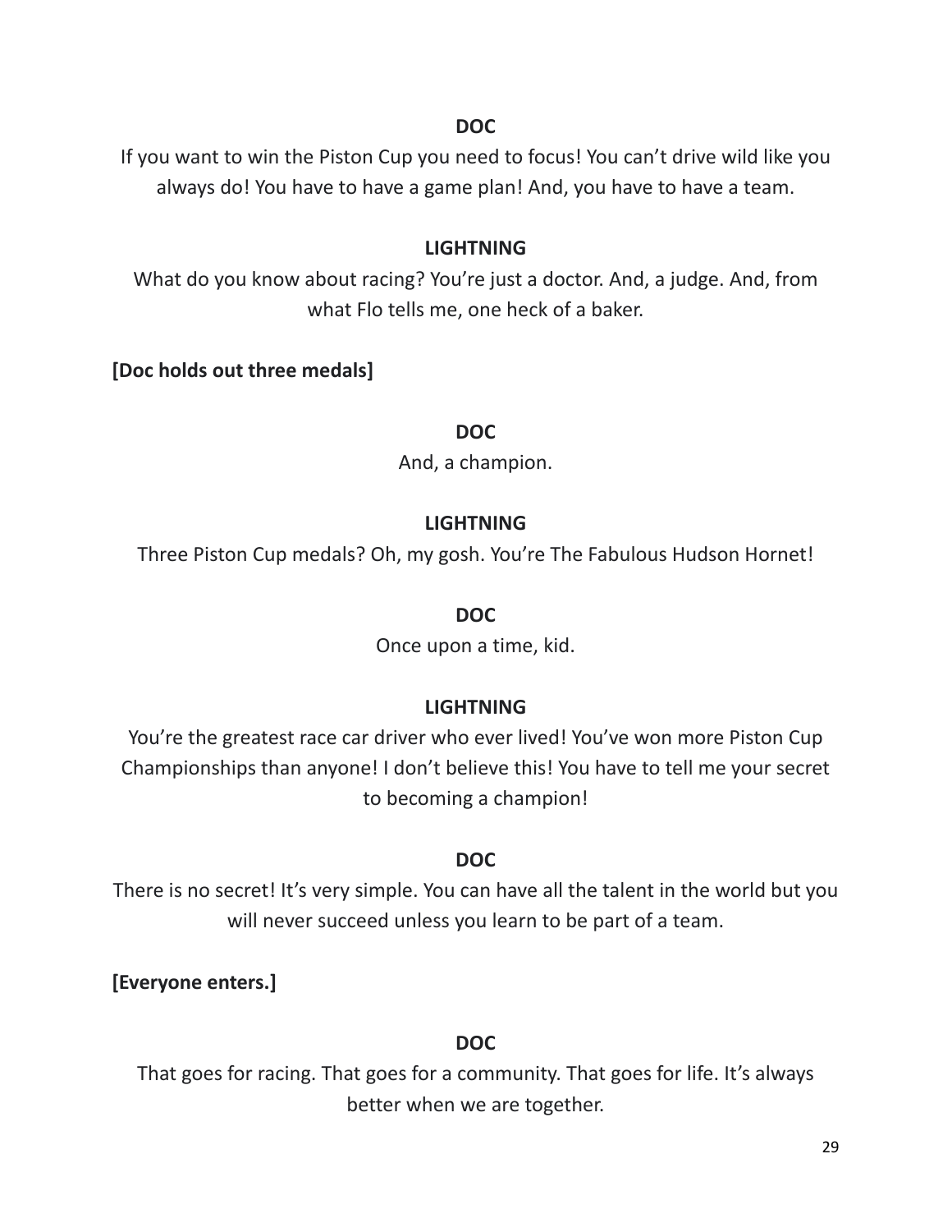**DOC**

If you want to win the Piston Cup you need to focus! You can't drive wild like you always do! You have to have a game plan! And, you have to have a team.

**LIGHTNING**

What do you know about racing? You're just a doctor. And, a judge. And, from what Flo tells me, one heck of a baker.

**[Doc holds out three medals]**

**DOC**

And, a champion.

**LIGHTNING**

Three Piston Cup medals? Oh, my gosh. You're The Fabulous Hudson Hornet!

**DOC**

Once upon a time, kid.

**LIGHTNING**

You're the greatest race car driver who ever lived! You've won more Piston Cup Championships than anyone! I don't believe this! You have to tell me your secret to becoming a champion!

**DOC**

There is no secret! It's very simple. You can have all the talent in the world but you will never succeed unless you learn to be part of a team.

**[Everyone enters.]**

**DOC**

That goes for racing. That goes for a community. That goes for life. It's always better when we are together.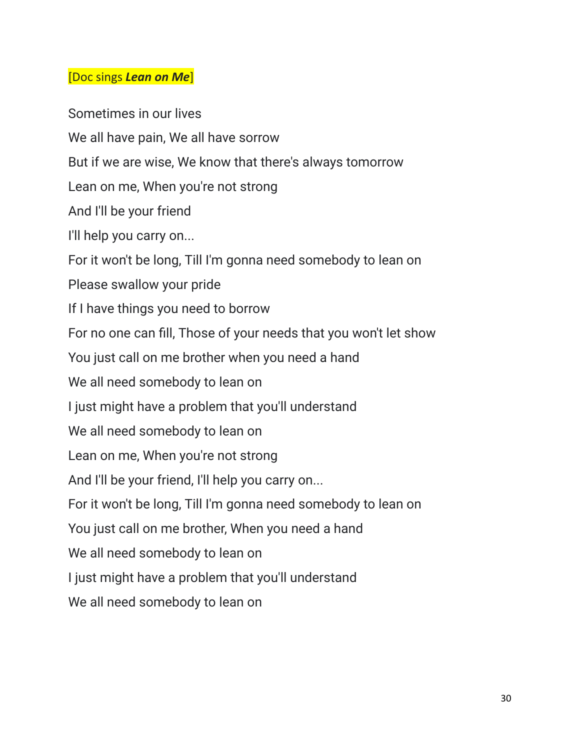[Doc sings ***Lean on Me***]

Sometimes in our lives

We all have pain, We all have sorrow

But if we are wise, We know that there's always tomorrow

Lean on me, When you're not strong

And I'll be your friend

I'll help you carry on...

For it won't be long, Till I'm gonna need somebody to lean on

Please swallow your pride

If I have things you need to borrow

For no one can fill, Those of your needs that you won't let show

You just call on me brother when you need a hand

We all need somebody to lean on

I just might have a problem that you'll understand

We all need somebody to lean on

Lean on me, When you're not strong

And I'll be your friend, I'll help you carry on...

For it won't be long, Till I'm gonna need somebody to lean on

You just call on me brother, When you need a hand

We all need somebody to lean on

I just might have a problem that you'll understand

We all need somebody to lean on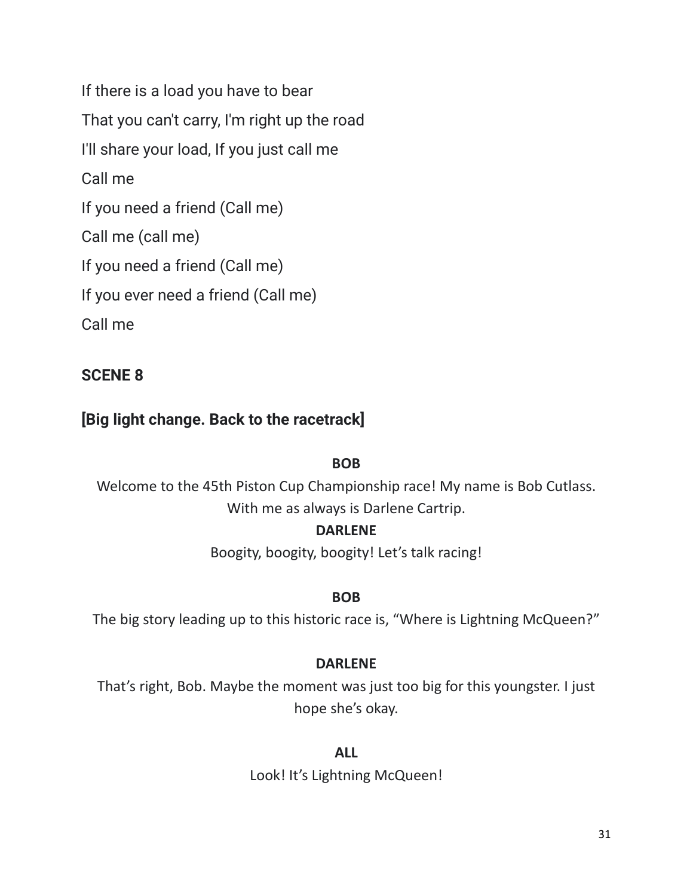If there is a load you have to bear

That you can't carry, I'm right up the road

I'll share your load, If you just call me

Call me

If you need a friend (Call me)

Call me (call me)

If you need a friend (Call me)

If you ever need a friend (Call me)

Call me

## SCENE 8

**[Big light change. Back to the racetrack]**

**BOB**

Welcome to the 45th Piston Cup Championship race! My name is Bob Cutlass. With me as always is Darlene Cartrip.

**DARLENE**

Boogity, boogity, boogity! Let's talk racing!

**BOB**

The big story leading up to this historic race is, "Where is Lightning McQueen?"

**DARLENE**

That's right, Bob. Maybe the moment was just too big for this youngster. I just hope she's okay.

**ALL**

Look! It's Lightning McQueen!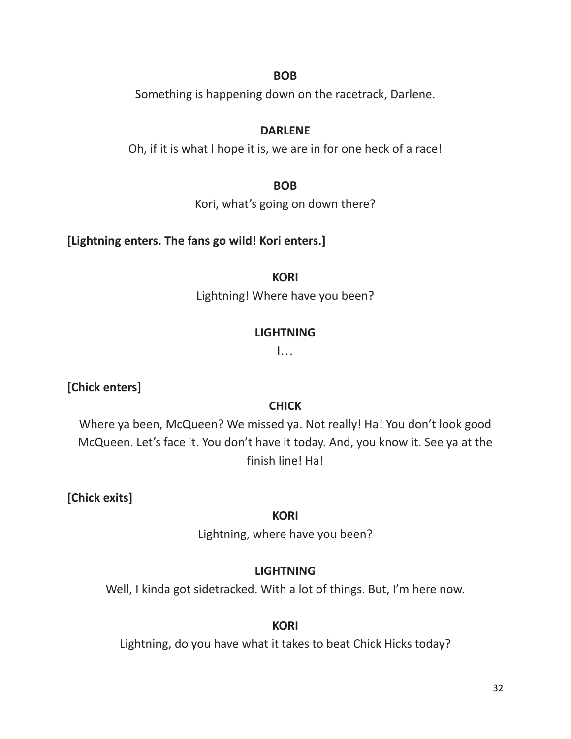**BOB**

Something is happening down on the racetrack, Darlene.

**DARLENE**

Oh, if it is what I hope it is, we are in for one heck of a race!

**BOB**

Kori, what's going on down there?

**[Lightning enters. The fans go wild! Kori enters.]**

**KORI**

Lightning! Where have you been?

**LIGHTNING**

I…

**[Chick enters]**

**CHICK**

Where ya been, McQueen? We missed ya. Not really! Ha! You don't look good McQueen. Let's face it. You don't have it today. And, you know it. See ya at the finish line! Ha!

**[Chick exits]**

**KORI**

Lightning, where have you been?

**LIGHTNING**

Well, I kinda got sidetracked. With a lot of things. But, I'm here now.

**KORI**

Lightning, do you have what it takes to beat Chick Hicks today?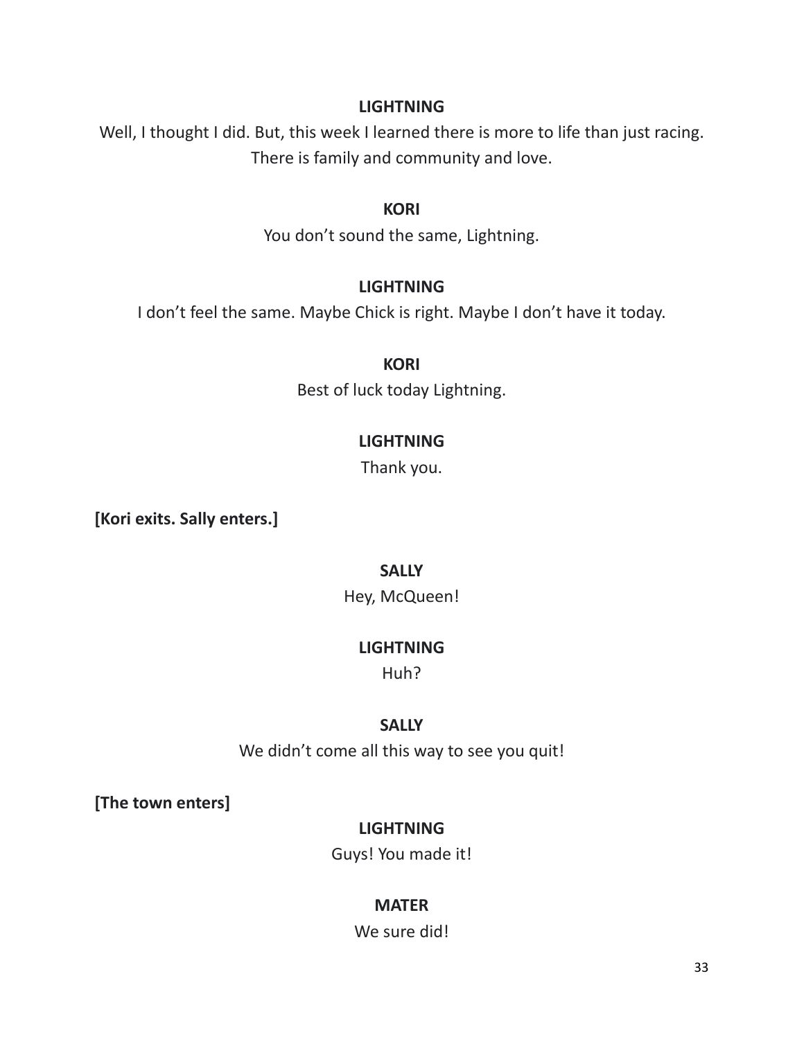**LIGHTNING**

Well, I thought I did. But, this week I learned there is more to life than just racing. There is family and community and love.

**KORI**

You don't sound the same, Lightning.

**LIGHTNING**

I don't feel the same. Maybe Chick is right. Maybe I don't have it today.

**KORI**

Best of luck today Lightning.

**LIGHTNING**

Thank you.

**[Kori exits. Sally enters.]**

**SALLY**

Hey, McQueen!

**LIGHTNING**

Huh?

**SALLY**

We didn't come all this way to see you quit!

**[The town enters]**

**LIGHTNING**

Guys! You made it!

**MATER**

We sure did!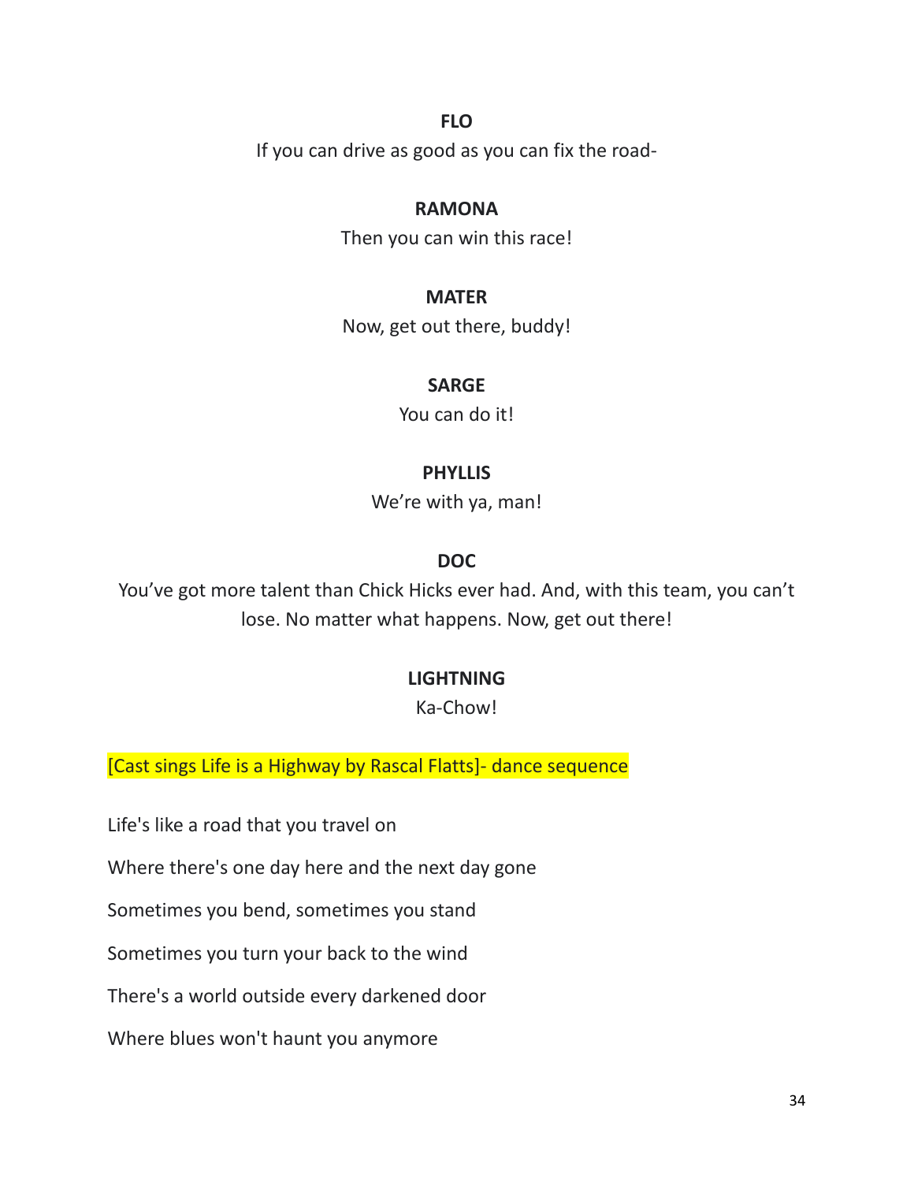**FLO**

If you can drive as good as you can fix the road-

**RAMONA**

Then you can win this race!

**MATER**

Now, get out there, buddy!

**SARGE**

You can do it!

**PHYLLIS**

We're with ya, man!

**DOC**

You've got more talent than Chick Hicks ever had. And, with this team, you can't lose. No matter what happens. Now, get out there!

**LIGHTNING**

Ka-Chow!

[Cast sings Life is a Highway by Rascal Flatts]- dance sequence

Life's like a road that you travel on

Where there's one day here and the next day gone

Sometimes you bend, sometimes you stand

Sometimes you turn your back to the wind

There's a world outside every darkened door

Where blues won't haunt you anymore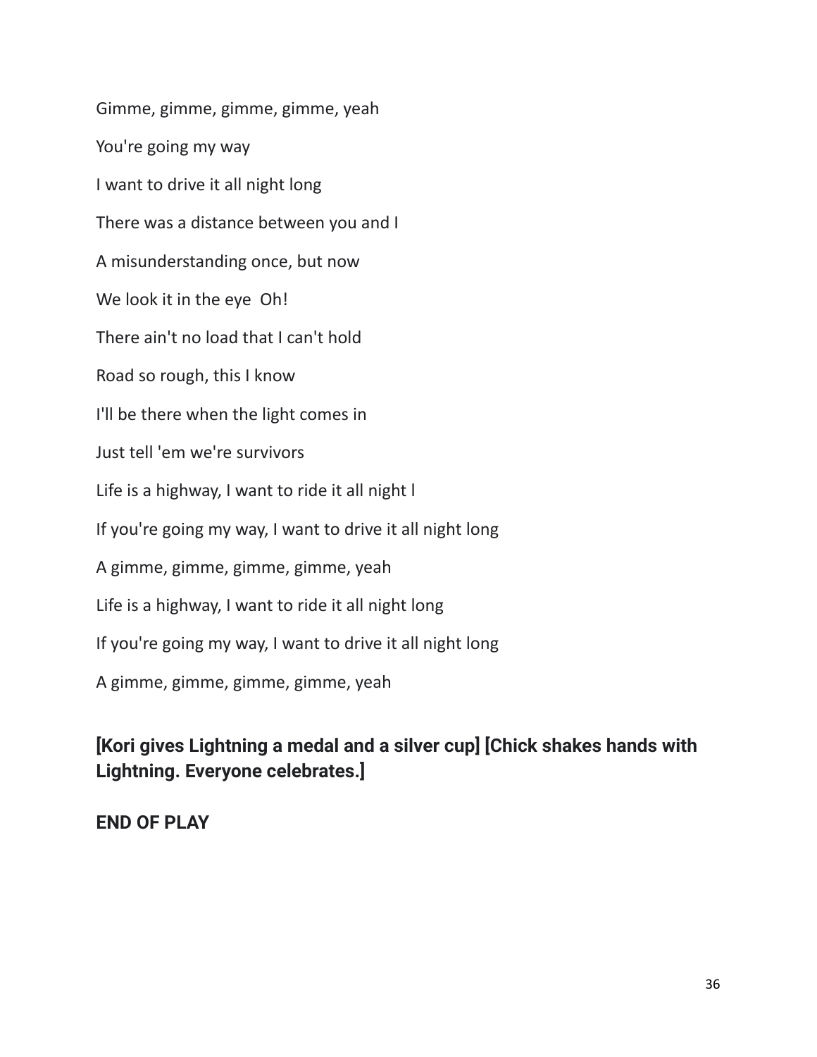Gimme, gimme, gimme, gimme, yeah

You're going my way

I want to drive it all night long

There was a distance between you and I

A misunderstanding once, but now

We look it in the eye  Oh!

There ain't no load that I can't hold

Road so rough, this I know

I'll be there when the light comes in

Just tell 'em we're survivors

Life is a highway, I want to ride it all night l

If you're going my way, I want to drive it all night long

A gimme, gimme, gimme, gimme, yeah

Life is a highway, I want to ride it all night long

If you're going my way, I want to drive it all night long

A gimme, gimme, gimme, gimme, yeah

**[Kori gives Lightning a medal and a silver cup] [Chick shakes hands with Lightning. Everyone celebrates.]**

**END OF PLAY**